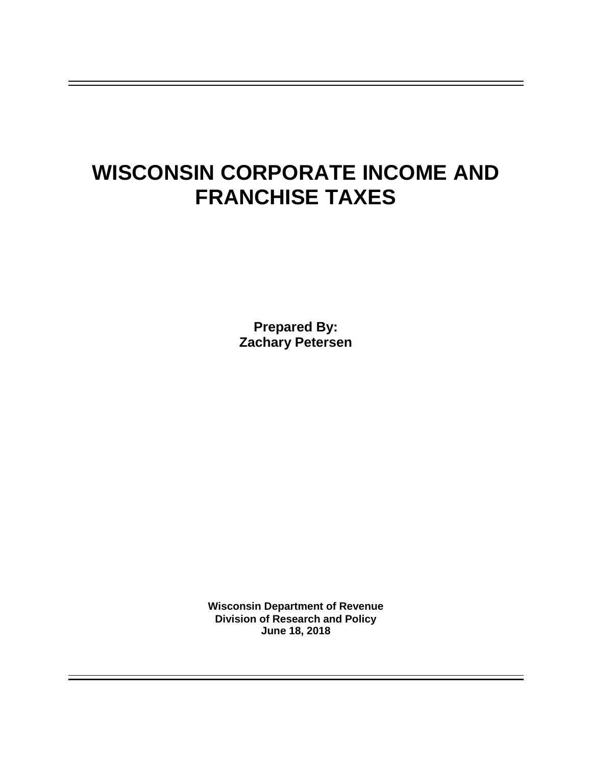# WISCONSIN CORPORATE INCOME AND FRANCHISE TAXES

**Prepared By:**
**Zachary Petersen**

**Wisconsin Department of Revenue**
**Division of Research and Policy**
**June 18, 2018**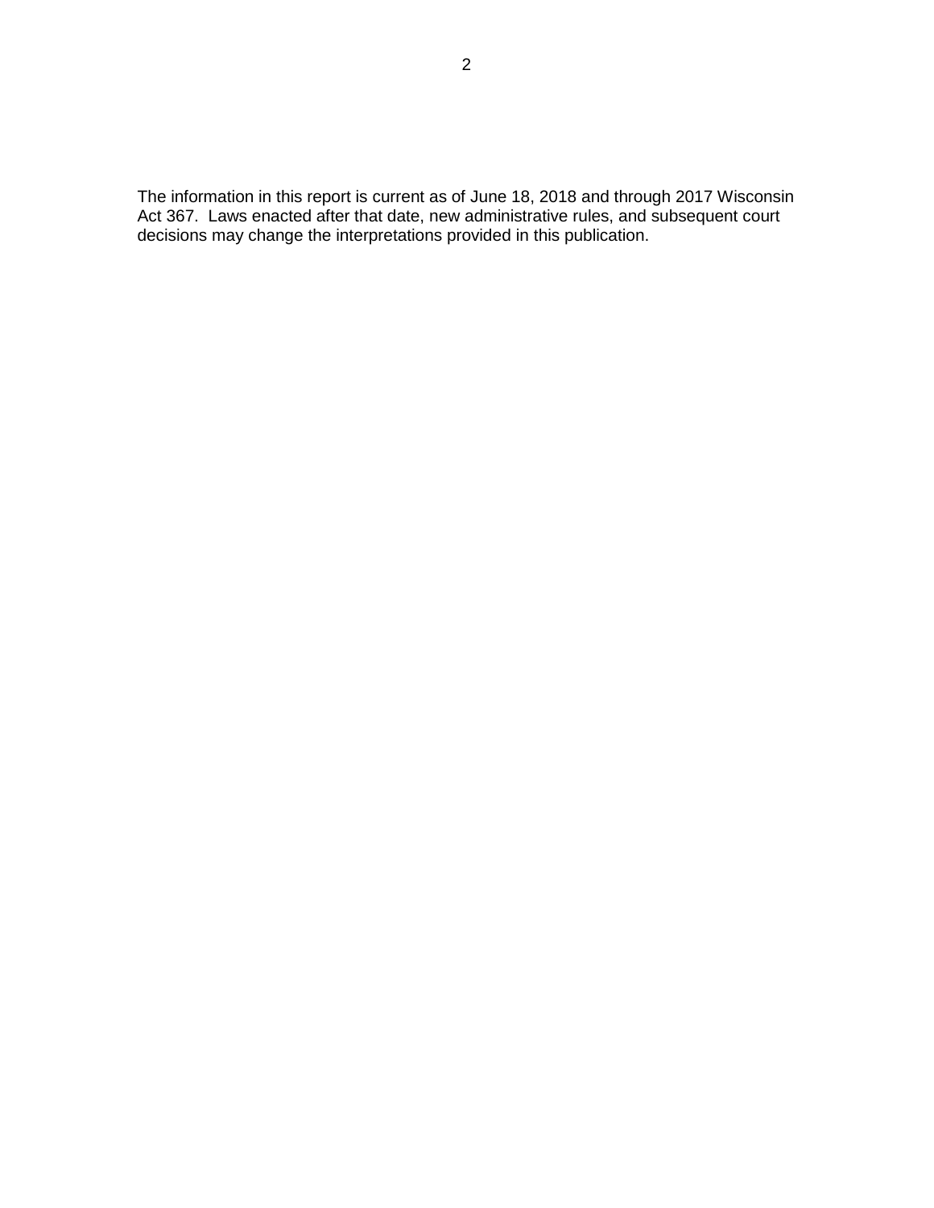The information in this report is current as of June 18, 2018 and through 2017 Wisconsin Act 367. Laws enacted after that date, new administrative rules, and subsequent court decisions may change the interpretations provided in this publication.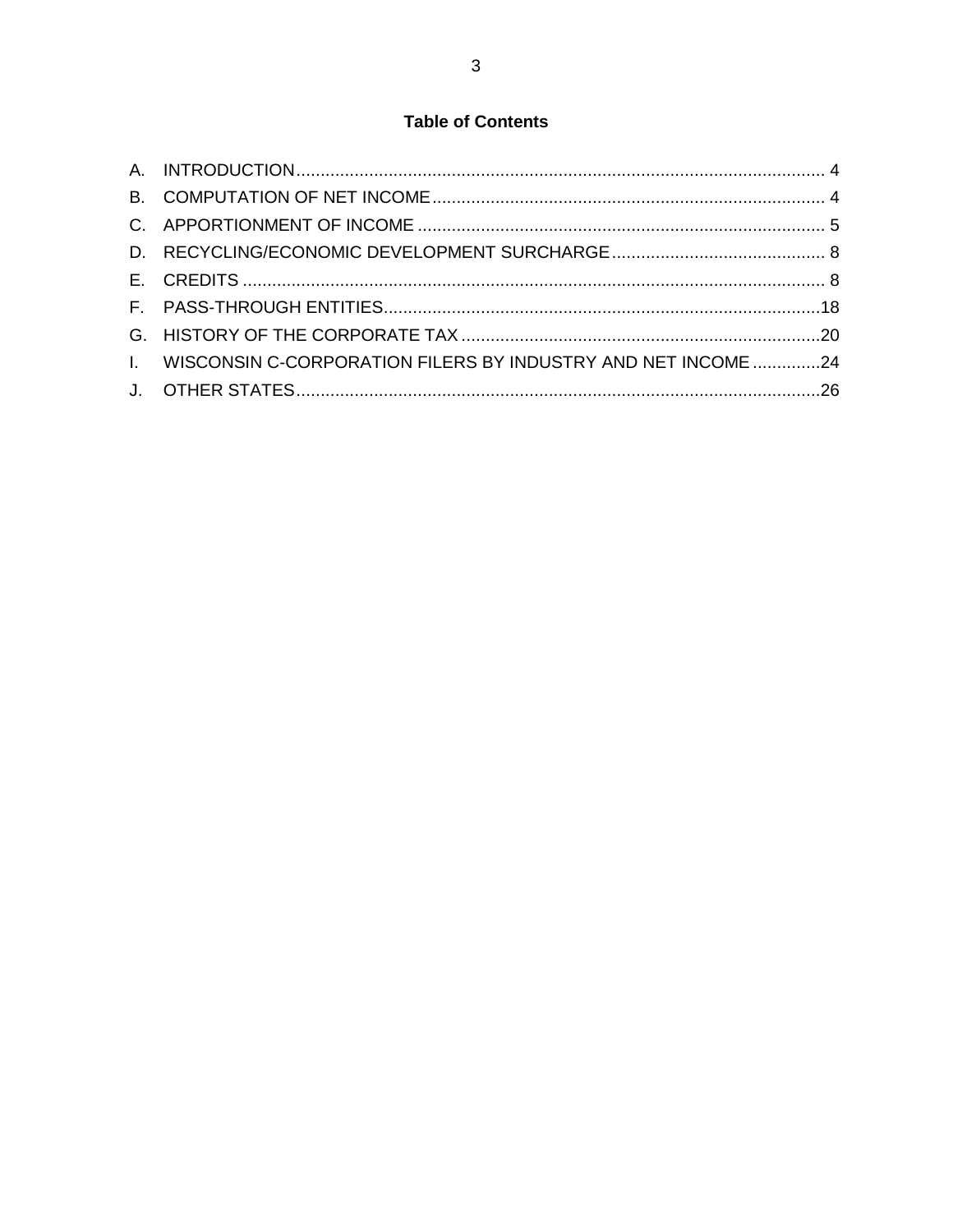## Table of Contents

A. INTRODUCTION .......... 4
B. COMPUTATION OF NET INCOME .......... 4
C. APPORTIONMENT OF INCOME .......... 5
D. RECYCLING/ECONOMIC DEVELOPMENT SURCHARGE .......... 8
E. CREDITS .......... 8
F. PASS-THROUGH ENTITIES .......... 18
G. HISTORY OF THE CORPORATE TAX .......... 20
I. WISCONSIN C-CORPORATION FILERS BY INDUSTRY AND NET INCOME .......... 24
J. OTHER STATES .......... 26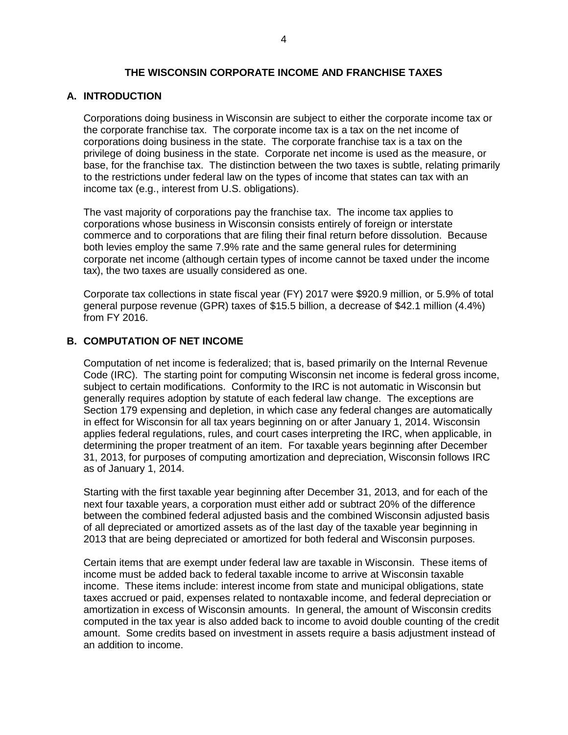# THE WISCONSIN CORPORATE INCOME AND FRANCHISE TAXES

## A. INTRODUCTION

Corporations doing business in Wisconsin are subject to either the corporate income tax or the corporate franchise tax. The corporate income tax is a tax on the net income of corporations doing business in the state. The corporate franchise tax is a tax on the privilege of doing business in the state. Corporate net income is used as the measure, or base, for the franchise tax. The distinction between the two taxes is subtle, relating primarily to the restrictions under federal law on the types of income that states can tax with an income tax (e.g., interest from U.S. obligations).

The vast majority of corporations pay the franchise tax. The income tax applies to corporations whose business in Wisconsin consists entirely of foreign or interstate commerce and to corporations that are filing their final return before dissolution. Because both levies employ the same 7.9% rate and the same general rules for determining corporate net income (although certain types of income cannot be taxed under the income tax), the two taxes are usually considered as one.

Corporate tax collections in state fiscal year (FY) 2017 were $920.9 million, or 5.9% of total general purpose revenue (GPR) taxes of $15.5 billion, a decrease of $42.1 million (4.4%) from FY 2016.

## B. COMPUTATION OF NET INCOME

Computation of net income is federalized; that is, based primarily on the Internal Revenue Code (IRC). The starting point for computing Wisconsin net income is federal gross income, subject to certain modifications. Conformity to the IRC is not automatic in Wisconsin but generally requires adoption by statute of each federal law change. The exceptions are Section 179 expensing and depletion, in which case any federal changes are automatically in effect for Wisconsin for all tax years beginning on or after January 1, 2014. Wisconsin applies federal regulations, rules, and court cases interpreting the IRC, when applicable, in determining the proper treatment of an item. For taxable years beginning after December 31, 2013, for purposes of computing amortization and depreciation, Wisconsin follows IRC as of January 1, 2014.

Starting with the first taxable year beginning after December 31, 2013, and for each of the next four taxable years, a corporation must either add or subtract 20% of the difference between the combined federal adjusted basis and the combined Wisconsin adjusted basis of all depreciated or amortized assets as of the last day of the taxable year beginning in 2013 that are being depreciated or amortized for both federal and Wisconsin purposes.

Certain items that are exempt under federal law are taxable in Wisconsin. These items of income must be added back to federal taxable income to arrive at Wisconsin taxable income. These items include: interest income from state and municipal obligations, state taxes accrued or paid, expenses related to nontaxable income, and federal depreciation or amortization in excess of Wisconsin amounts. In general, the amount of Wisconsin credits computed in the tax year is also added back to income to avoid double counting of the credit amount. Some credits based on investment in assets require a basis adjustment instead of an addition to income.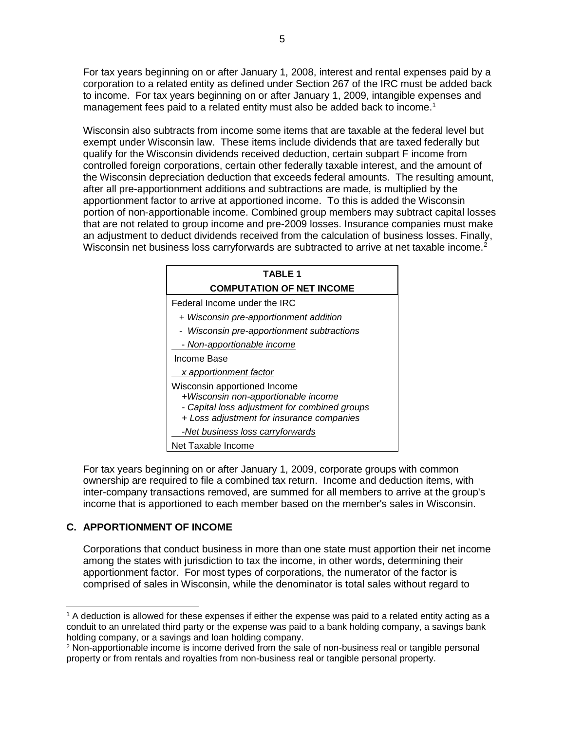For tax years beginning on or after January 1, 2008, interest and rental expenses paid by a corporation to a related entity as defined under Section 267 of the IRC must be added back to income. For tax years beginning on or after January 1, 2009, intangible expenses and management fees paid to a related entity must also be added back to income.[1]

Wisconsin also subtracts from income some items that are taxable at the federal level but exempt under Wisconsin law. These items include dividends that are taxed federally but qualify for the Wisconsin dividends received deduction, certain subpart F income from controlled foreign corporations, certain other federally taxable interest, and the amount of the Wisconsin depreciation deduction that exceeds federal amounts. The resulting amount, after all pre-apportionment additions and subtractions are made, is multiplied by the apportionment factor to arrive at apportioned income. To this is added the Wisconsin portion of non-apportionable income. Combined group members may subtract capital losses that are not related to group income and pre-2009 losses. Insurance companies must make an adjustment to deduct dividends received from the calculation of business losses. Finally, Wisconsin net business loss carryforwards are subtracted to arrive at net taxable income.[2]

| TABLE 1<br>COMPUTATION OF NET INCOME |
|---|
| Federal Income under the IRC |
| + *Wisconsin pre-apportionment addition* |
| - *Wisconsin pre-apportionment subtractions* |
| - *Non-apportionable income* |
| Income Base |
| *x apportionment factor* |
| Wisconsin apportioned Income<br>+*Wisconsin non-apportionable income*<br>- *Capital loss adjustment for combined groups*<br>+ *Loss adjustment for insurance companies* |
| -*Net business loss carryforwards* |
| Net Taxable Income |

For tax years beginning on or after January 1, 2009, corporate groups with common ownership are required to file a combined tax return. Income and deduction items, with inter-company transactions removed, are summed for all members to arrive at the group's income that is apportioned to each member based on the member's sales in Wisconsin.

## C. APPORTIONMENT OF INCOME

Corporations that conduct business in more than one state must apportion their net income among the states with jurisdiction to tax the income, in other words, determining their apportionment factor. For most types of corporations, the numerator of the factor is comprised of sales in Wisconsin, while the denominator is total sales without regard to

---

[1] A deduction is allowed for these expenses if either the expense was paid to a related entity acting as a conduit to an unrelated third party or the expense was paid to a bank holding company, a savings bank holding company, or a savings and loan holding company.

[2] Non-apportionable income is income derived from the sale of non-business real or tangible personal property or from rentals and royalties from non-business real or tangible personal property.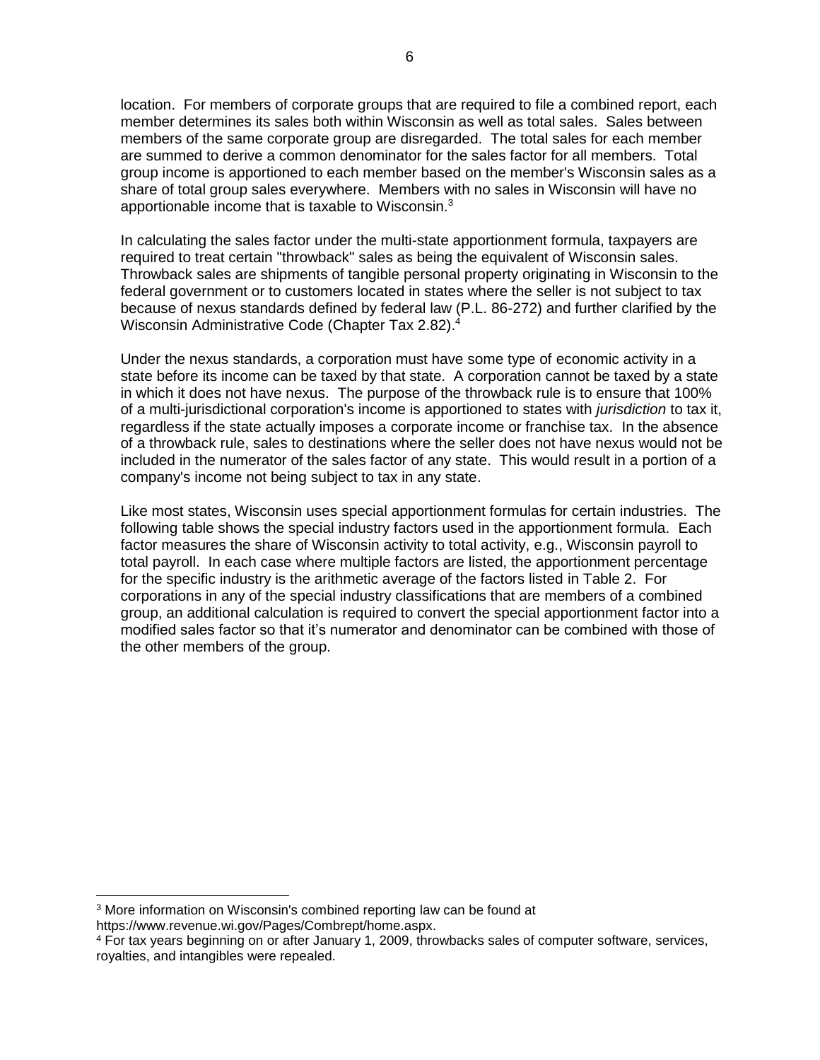location. For members of corporate groups that are required to file a combined report, each member determines its sales both within Wisconsin as well as total sales. Sales between members of the same corporate group are disregarded. The total sales for each member are summed to derive a common denominator for the sales factor for all members. Total group income is apportioned to each member based on the member's Wisconsin sales as a share of total group sales everywhere. Members with no sales in Wisconsin will have no apportionable income that is taxable to Wisconsin.[3]

In calculating the sales factor under the multi-state apportionment formula, taxpayers are required to treat certain "throwback" sales as being the equivalent of Wisconsin sales. Throwback sales are shipments of tangible personal property originating in Wisconsin to the federal government or to customers located in states where the seller is not subject to tax because of nexus standards defined by federal law (P.L. 86-272) and further clarified by the Wisconsin Administrative Code (Chapter Tax 2.82).[4]

Under the nexus standards, a corporation must have some type of economic activity in a state before its income can be taxed by that state. A corporation cannot be taxed by a state in which it does not have nexus. The purpose of the throwback rule is to ensure that 100% of a multi-jurisdictional corporation's income is apportioned to states with *jurisdiction* to tax it, regardless if the state actually imposes a corporate income or franchise tax. In the absence of a throwback rule, sales to destinations where the seller does not have nexus would not be included in the numerator of the sales factor of any state. This would result in a portion of a company's income not being subject to tax in any state.

Like most states, Wisconsin uses special apportionment formulas for certain industries. The following table shows the special industry factors used in the apportionment formula. Each factor measures the share of Wisconsin activity to total activity, e.g., Wisconsin payroll to total payroll. In each case where multiple factors are listed, the apportionment percentage for the specific industry is the arithmetic average of the factors listed in Table 2. For corporations in any of the special industry classifications that are members of a combined group, an additional calculation is required to convert the special apportionment factor into a modified sales factor so that it's numerator and denominator can be combined with those of the other members of the group.

[3] More information on Wisconsin's combined reporting law can be found at https://www.revenue.wi.gov/Pages/Combrept/home.aspx.

[4] For tax years beginning on or after January 1, 2009, throwbacks sales of computer software, services, royalties, and intangibles were repealed.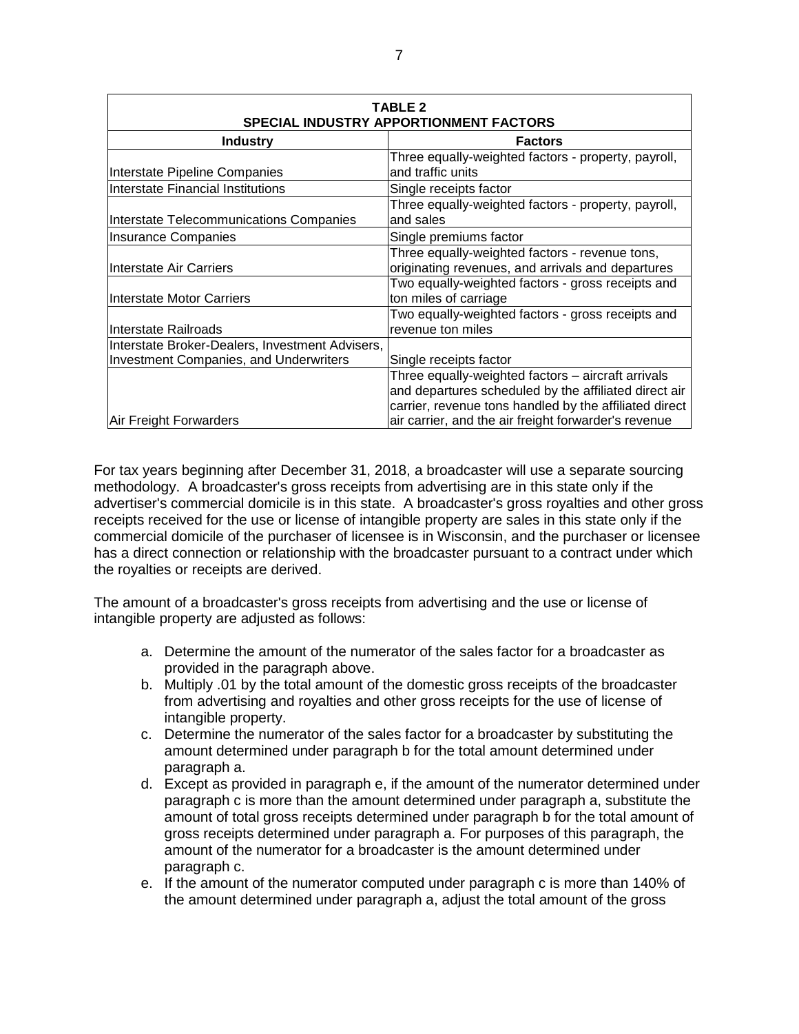| TABLE 2 SPECIAL INDUSTRY APPORTIONMENT FACTORS | |
|---|---|
| **Industry** | **Factors** |
| Interstate Pipeline Companies | Three equally-weighted factors - property, payroll, and traffic units |
| Interstate Financial Institutions | Single receipts factor |
| Interstate Telecommunications Companies | Three equally-weighted factors - property, payroll, and sales |
| Insurance Companies | Single premiums factor |
| Interstate Air Carriers | Three equally-weighted factors - revenue tons, originating revenues, and arrivals and departures |
| Interstate Motor Carriers | Two equally-weighted factors - gross receipts and ton miles of carriage |
| Interstate Railroads | Two equally-weighted factors - gross receipts and revenue ton miles |
| Interstate Broker-Dealers, Investment Advisers, Investment Companies, and Underwriters | Single receipts factor |
| Air Freight Forwarders | Three equally-weighted factors – aircraft arrivals and departures scheduled by the affiliated direct air carrier, revenue tons handled by the affiliated direct air carrier, and the air freight forwarder's revenue |

For tax years beginning after December 31, 2018, a broadcaster will use a separate sourcing methodology. A broadcaster's gross receipts from advertising are in this state only if the advertiser's commercial domicile is in this state. A broadcaster's gross royalties and other gross receipts received for the use or license of intangible property are sales in this state only if the commercial domicile of the purchaser of licensee is in Wisconsin, and the purchaser or licensee has a direct connection or relationship with the broadcaster pursuant to a contract under which the royalties or receipts are derived.

The amount of a broadcaster's gross receipts from advertising and the use or license of intangible property are adjusted as follows:

a. Determine the amount of the numerator of the sales factor for a broadcaster as provided in the paragraph above.
b. Multiply .01 by the total amount of the domestic gross receipts of the broadcaster from advertising and royalties and other gross receipts for the use of license of intangible property.
c. Determine the numerator of the sales factor for a broadcaster by substituting the amount determined under paragraph b for the total amount determined under paragraph a.
d. Except as provided in paragraph e, if the amount of the numerator determined under paragraph c is more than the amount determined under paragraph a, substitute the amount of total gross receipts determined under paragraph b for the total amount of gross receipts determined under paragraph a. For purposes of this paragraph, the amount of the numerator for a broadcaster is the amount determined under paragraph c.
e. If the amount of the numerator computed under paragraph c is more than 140% of the amount determined under paragraph a, adjust the total amount of the gross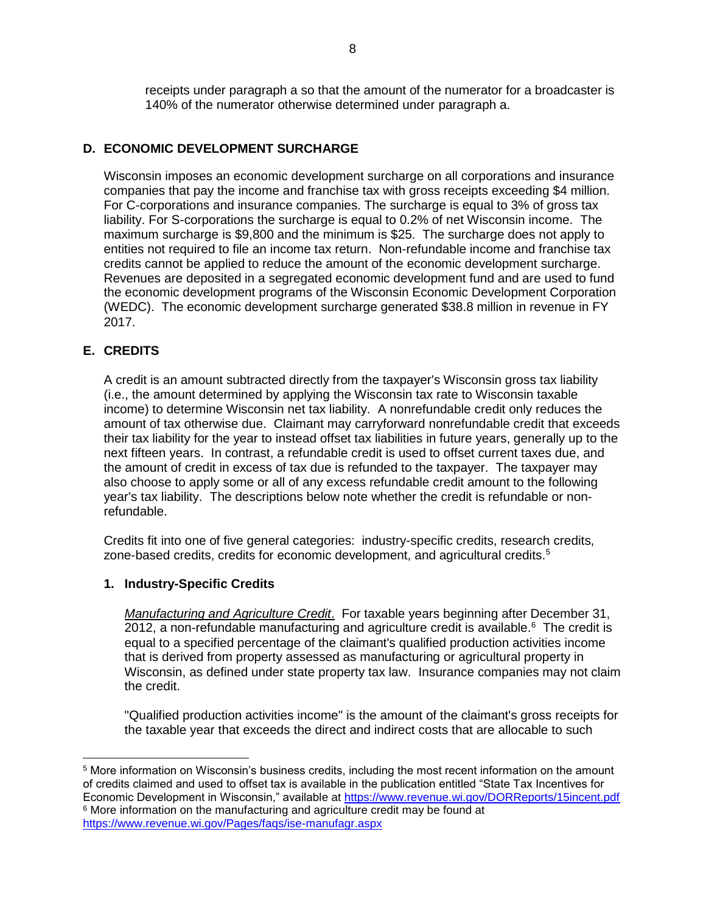receipts under paragraph a so that the amount of the numerator for a broadcaster is 140% of the numerator otherwise determined under paragraph a.

## D. ECONOMIC DEVELOPMENT SURCHARGE

Wisconsin imposes an economic development surcharge on all corporations and insurance companies that pay the income and franchise tax with gross receipts exceeding $4 million. For C-corporations and insurance companies. The surcharge is equal to 3% of gross tax liability. For S-corporations the surcharge is equal to 0.2% of net Wisconsin income. The maximum surcharge is $9,800 and the minimum is $25. The surcharge does not apply to entities not required to file an income tax return. Non-refundable income and franchise tax credits cannot be applied to reduce the amount of the economic development surcharge. Revenues are deposited in a segregated economic development fund and are used to fund the economic development programs of the Wisconsin Economic Development Corporation (WEDC). The economic development surcharge generated $38.8 million in revenue in FY 2017.

## E. CREDITS

A credit is an amount subtracted directly from the taxpayer's Wisconsin gross tax liability (i.e., the amount determined by applying the Wisconsin tax rate to Wisconsin taxable income) to determine Wisconsin net tax liability. A nonrefundable credit only reduces the amount of tax otherwise due. Claimant may carryforward nonrefundable credit that exceeds their tax liability for the year to instead offset tax liabilities in future years, generally up to the next fifteen years. In contrast, a refundable credit is used to offset current taxes due, and the amount of credit in excess of tax due is refunded to the taxpayer. The taxpayer may also choose to apply some or all of any excess refundable credit amount to the following year's tax liability. The descriptions below note whether the credit is refundable or non-refundable.

Credits fit into one of five general categories: industry-specific credits, research credits, zone-based credits, credits for economic development, and agricultural credits.[5]

### 1. Industry-Specific Credits

*Manufacturing and Agriculture Credit*. For taxable years beginning after December 31, 2012, a non-refundable manufacturing and agriculture credit is available.[6] The credit is equal to a specified percentage of the claimant's qualified production activities income that is derived from property assessed as manufacturing or agricultural property in Wisconsin, as defined under state property tax law. Insurance companies may not claim the credit.

"Qualified production activities income" is the amount of the claimant's gross receipts for the taxable year that exceeds the direct and indirect costs that are allocable to such

---

[5] More information on Wisconsin's business credits, including the most recent information on the amount of credits claimed and used to offset tax is available in the publication entitled "State Tax Incentives for Economic Development in Wisconsin," available at https://www.revenue.wi.gov/DORReports/15incent.pdf

[6] More information on the manufacturing and agriculture credit may be found at https://www.revenue.wi.gov/Pages/faqs/ise-manufagr.aspx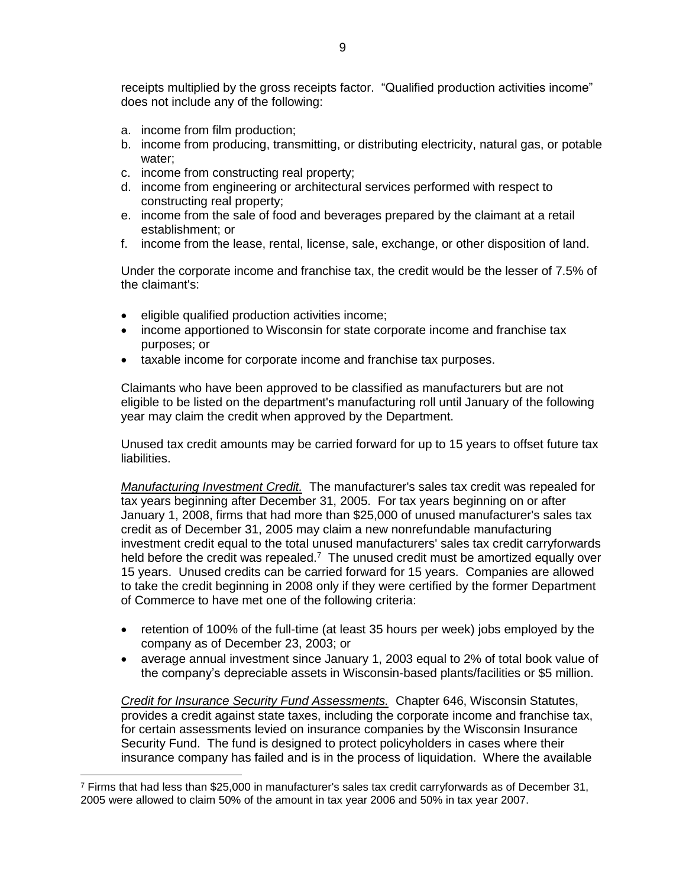receipts multiplied by the gross receipts factor. "Qualified production activities income" does not include any of the following:

a. income from film production;
b. income from producing, transmitting, or distributing electricity, natural gas, or potable water;
c. income from constructing real property;
d. income from engineering or architectural services performed with respect to constructing real property;
e. income from the sale of food and beverages prepared by the claimant at a retail establishment; or
f. income from the lease, rental, license, sale, exchange, or other disposition of land.

Under the corporate income and franchise tax, the credit would be the lesser of 7.5% of the claimant's:

- eligible qualified production activities income;
- income apportioned to Wisconsin for state corporate income and franchise tax purposes; or
- taxable income for corporate income and franchise tax purposes.

Claimants who have been approved to be classified as manufacturers but are not eligible to be listed on the department's manufacturing roll until January of the following year may claim the credit when approved by the Department.

Unused tax credit amounts may be carried forward for up to 15 years to offset future tax liabilities.

*Manufacturing Investment Credit.* The manufacturer's sales tax credit was repealed for tax years beginning after December 31, 2005. For tax years beginning on or after January 1, 2008, firms that had more than $25,000 of unused manufacturer's sales tax credit as of December 31, 2005 may claim a new nonrefundable manufacturing investment credit equal to the total unused manufacturers' sales tax credit carryforwards held before the credit was repealed.[7] The unused credit must be amortized equally over 15 years. Unused credits can be carried forward for 15 years. Companies are allowed to take the credit beginning in 2008 only if they were certified by the former Department of Commerce to have met one of the following criteria:

- retention of 100% of the full-time (at least 35 hours per week) jobs employed by the company as of December 23, 2003; or
- average annual investment since January 1, 2003 equal to 2% of total book value of the company's depreciable assets in Wisconsin-based plants/facilities or $5 million.

*Credit for Insurance Security Fund Assessments.* Chapter 646, Wisconsin Statutes, provides a credit against state taxes, including the corporate income and franchise tax, for certain assessments levied on insurance companies by the Wisconsin Insurance Security Fund. The fund is designed to protect policyholders in cases where their insurance company has failed and is in the process of liquidation. Where the available

[7] Firms that had less than $25,000 in manufacturer's sales tax credit carryforwards as of December 31, 2005 were allowed to claim 50% of the amount in tax year 2006 and 50% in tax year 2007.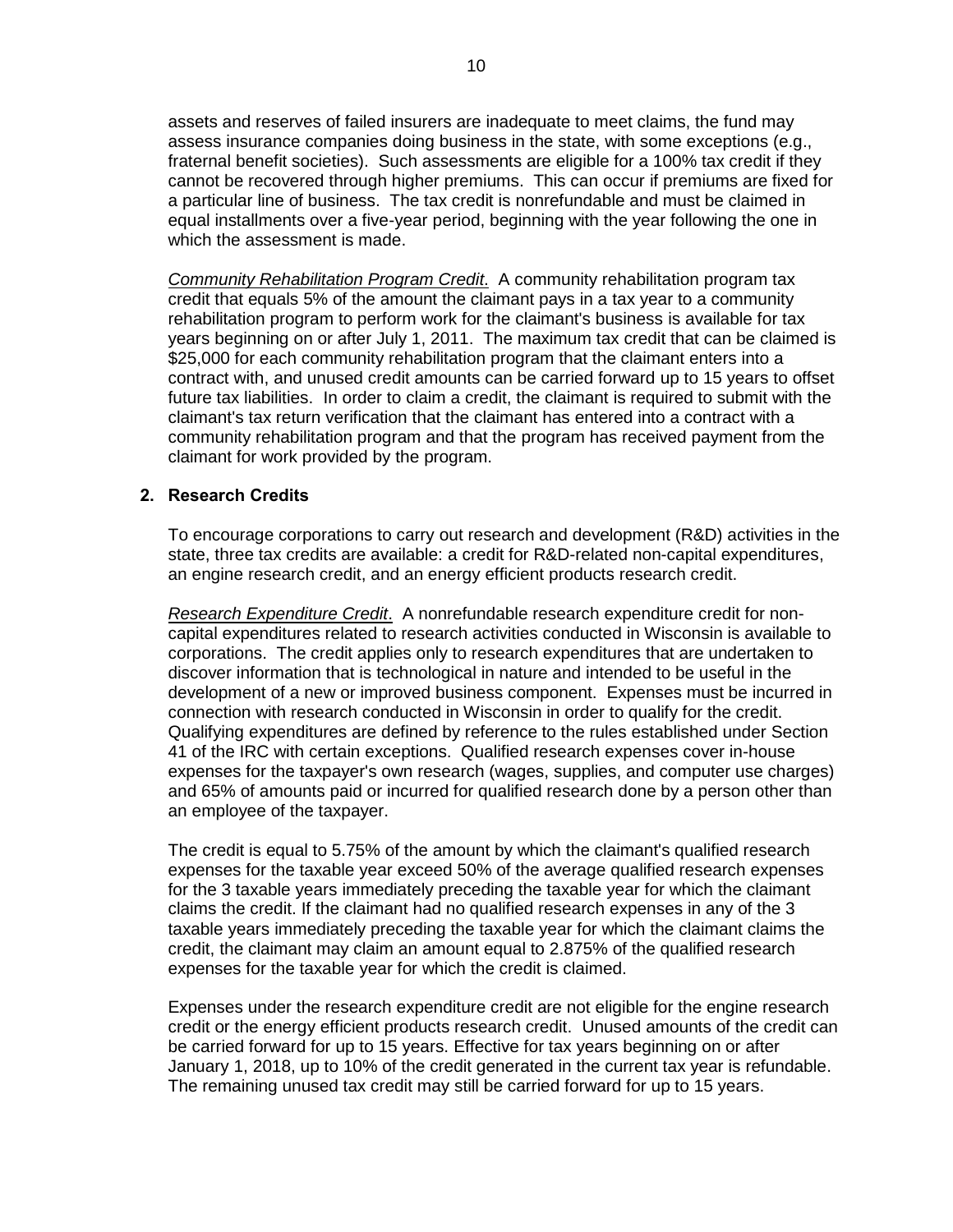assets and reserves of failed insurers are inadequate to meet claims, the fund may assess insurance companies doing business in the state, with some exceptions (e.g., fraternal benefit societies). Such assessments are eligible for a 100% tax credit if they cannot be recovered through higher premiums. This can occur if premiums are fixed for a particular line of business. The tax credit is nonrefundable and must be claimed in equal installments over a five-year period, beginning with the year following the one in which the assessment is made.

Community Rehabilitation Program Credit. A community rehabilitation program tax credit that equals 5% of the amount the claimant pays in a tax year to a community rehabilitation program to perform work for the claimant's business is available for tax years beginning on or after July 1, 2011. The maximum tax credit that can be claimed is $25,000 for each community rehabilitation program that the claimant enters into a contract with, and unused credit amounts can be carried forward up to 15 years to offset future tax liabilities. In order to claim a credit, the claimant is required to submit with the claimant's tax return verification that the claimant has entered into a contract with a community rehabilitation program and that the program has received payment from the claimant for work provided by the program.

## 2. Research Credits

To encourage corporations to carry out research and development (R&D) activities in the state, three tax credits are available: a credit for R&D-related non-capital expenditures, an engine research credit, and an energy efficient products research credit.

Research Expenditure Credit. A nonrefundable research expenditure credit for non-capital expenditures related to research activities conducted in Wisconsin is available to corporations. The credit applies only to research expenditures that are undertaken to discover information that is technological in nature and intended to be useful in the development of a new or improved business component. Expenses must be incurred in connection with research conducted in Wisconsin in order to qualify for the credit. Qualifying expenditures are defined by reference to the rules established under Section 41 of the IRC with certain exceptions. Qualified research expenses cover in-house expenses for the taxpayer's own research (wages, supplies, and computer use charges) and 65% of amounts paid or incurred for qualified research done by a person other than an employee of the taxpayer.

The credit is equal to 5.75% of the amount by which the claimant's qualified research expenses for the taxable year exceed 50% of the average qualified research expenses for the 3 taxable years immediately preceding the taxable year for which the claimant claims the credit. If the claimant had no qualified research expenses in any of the 3 taxable years immediately preceding the taxable year for which the claimant claims the credit, the claimant may claim an amount equal to 2.875% of the qualified research expenses for the taxable year for which the credit is claimed.

Expenses under the research expenditure credit are not eligible for the engine research credit or the energy efficient products research credit. Unused amounts of the credit can be carried forward for up to 15 years. Effective for tax years beginning on or after January 1, 2018, up to 10% of the credit generated in the current tax year is refundable. The remaining unused tax credit may still be carried forward for up to 15 years.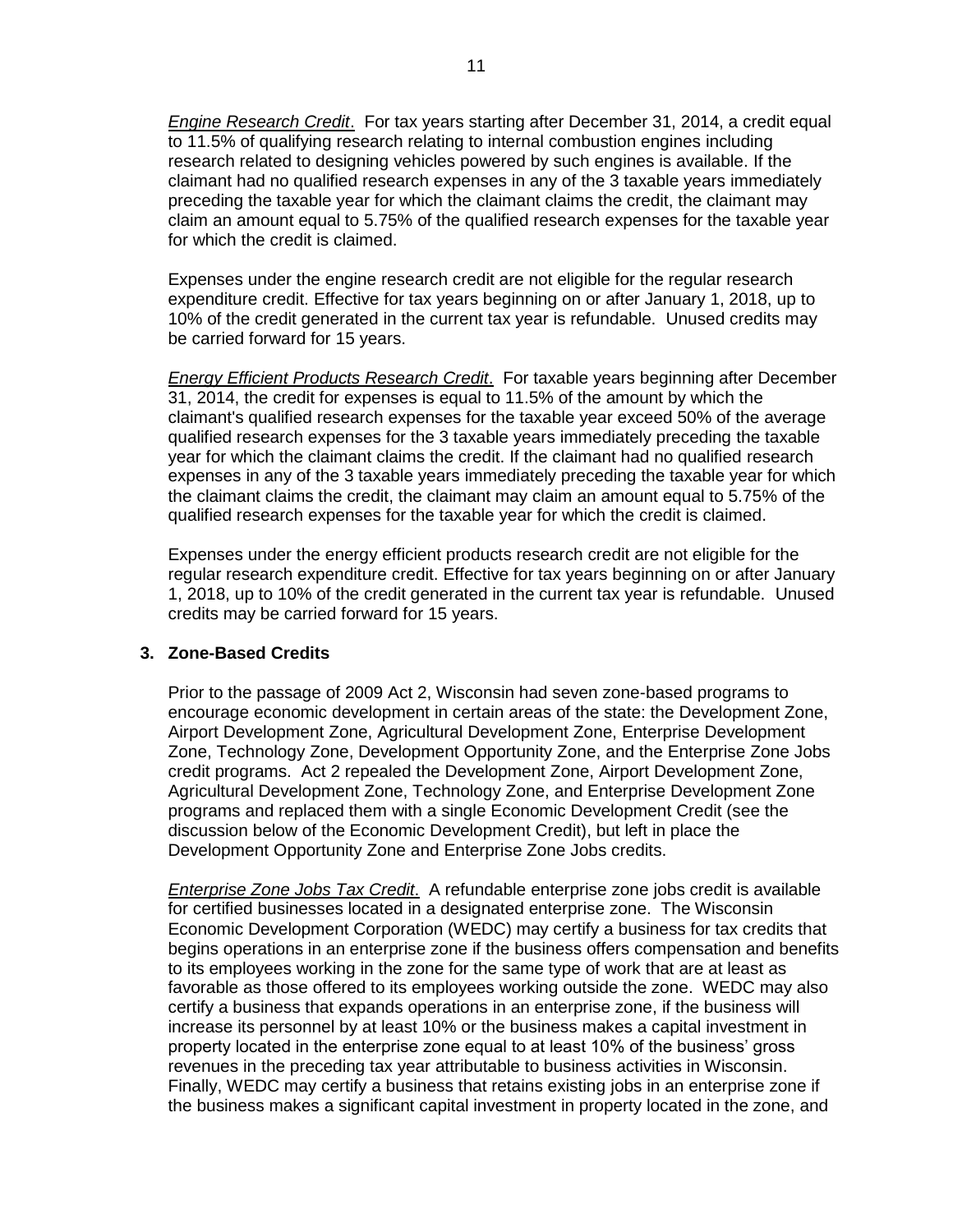*Engine Research Credit*. For tax years starting after December 31, 2014, a credit equal to 11.5% of qualifying research relating to internal combustion engines including research related to designing vehicles powered by such engines is available. If the claimant had no qualified research expenses in any of the 3 taxable years immediately preceding the taxable year for which the claimant claims the credit, the claimant may claim an amount equal to 5.75% of the qualified research expenses for the taxable year for which the credit is claimed.

Expenses under the engine research credit are not eligible for the regular research expenditure credit. Effective for tax years beginning on or after January 1, 2018, up to 10% of the credit generated in the current tax year is refundable. Unused credits may be carried forward for 15 years.

*Energy Efficient Products Research Credit*. For taxable years beginning after December 31, 2014, the credit for expenses is equal to 11.5% of the amount by which the claimant's qualified research expenses for the taxable year exceed 50% of the average qualified research expenses for the 3 taxable years immediately preceding the taxable year for which the claimant claims the credit. If the claimant had no qualified research expenses in any of the 3 taxable years immediately preceding the taxable year for which the claimant claims the credit, the claimant may claim an amount equal to 5.75% of the qualified research expenses for the taxable year for which the credit is claimed.

Expenses under the energy efficient products research credit are not eligible for the regular research expenditure credit. Effective for tax years beginning on or after January 1, 2018, up to 10% of the credit generated in the current tax year is refundable. Unused credits may be carried forward for 15 years.

### 3. Zone-Based Credits

Prior to the passage of 2009 Act 2, Wisconsin had seven zone-based programs to encourage economic development in certain areas of the state: the Development Zone, Airport Development Zone, Agricultural Development Zone, Enterprise Development Zone, Technology Zone, Development Opportunity Zone, and the Enterprise Zone Jobs credit programs. Act 2 repealed the Development Zone, Airport Development Zone, Agricultural Development Zone, Technology Zone, and Enterprise Development Zone programs and replaced them with a single Economic Development Credit (see the discussion below of the Economic Development Credit), but left in place the Development Opportunity Zone and Enterprise Zone Jobs credits.

*Enterprise Zone Jobs Tax Credit*. A refundable enterprise zone jobs credit is available for certified businesses located in a designated enterprise zone. The Wisconsin Economic Development Corporation (WEDC) may certify a business for tax credits that begins operations in an enterprise zone if the business offers compensation and benefits to its employees working in the zone for the same type of work that are at least as favorable as those offered to its employees working outside the zone. WEDC may also certify a business that expands operations in an enterprise zone, if the business will increase its personnel by at least 10% or the business makes a capital investment in property located in the enterprise zone equal to at least 10% of the business' gross revenues in the preceding tax year attributable to business activities in Wisconsin. Finally, WEDC may certify a business that retains existing jobs in an enterprise zone if the business makes a significant capital investment in property located in the zone, and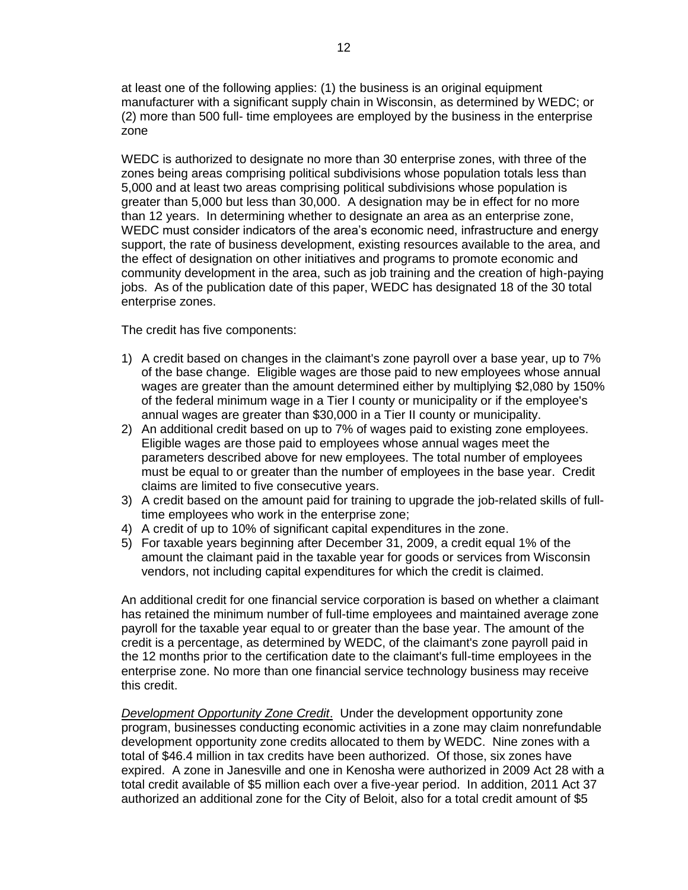at least one of the following applies: (1) the business is an original equipment manufacturer with a significant supply chain in Wisconsin, as determined by WEDC; or (2) more than 500 full- time employees are employed by the business in the enterprise zone

WEDC is authorized to designate no more than 30 enterprise zones, with three of the zones being areas comprising political subdivisions whose population totals less than 5,000 and at least two areas comprising political subdivisions whose population is greater than 5,000 but less than 30,000. A designation may be in effect for no more than 12 years. In determining whether to designate an area as an enterprise zone, WEDC must consider indicators of the area's economic need, infrastructure and energy support, the rate of business development, existing resources available to the area, and the effect of designation on other initiatives and programs to promote economic and community development in the area, such as job training and the creation of high-paying jobs. As of the publication date of this paper, WEDC has designated 18 of the 30 total enterprise zones.

The credit has five components:

1) A credit based on changes in the claimant's zone payroll over a base year, up to 7% of the base change. Eligible wages are those paid to new employees whose annual wages are greater than the amount determined either by multiplying $2,080 by 150% of the federal minimum wage in a Tier I county or municipality or if the employee's annual wages are greater than $30,000 in a Tier II county or municipality.
2) An additional credit based on up to 7% of wages paid to existing zone employees. Eligible wages are those paid to employees whose annual wages meet the parameters described above for new employees. The total number of employees must be equal to or greater than the number of employees in the base year. Credit claims are limited to five consecutive years.
3) A credit based on the amount paid for training to upgrade the job-related skills of full-time employees who work in the enterprise zone;
4) A credit of up to 10% of significant capital expenditures in the zone.
5) For taxable years beginning after December 31, 2009, a credit equal 1% of the amount the claimant paid in the taxable year for goods or services from Wisconsin vendors, not including capital expenditures for which the credit is claimed.

An additional credit for one financial service corporation is based on whether a claimant has retained the minimum number of full-time employees and maintained average zone payroll for the taxable year equal to or greater than the base year. The amount of the credit is a percentage, as determined by WEDC, of the claimant's zone payroll paid in the 12 months prior to the certification date to the claimant's full-time employees in the enterprise zone. No more than one financial service technology business may receive this credit.

*Development Opportunity Zone Credit*. Under the development opportunity zone program, businesses conducting economic activities in a zone may claim nonrefundable development opportunity zone credits allocated to them by WEDC. Nine zones with a total of $46.4 million in tax credits have been authorized. Of those, six zones have expired. A zone in Janesville and one in Kenosha were authorized in 2009 Act 28 with a total credit available of $5 million each over a five-year period. In addition, 2011 Act 37 authorized an additional zone for the City of Beloit, also for a total credit amount of $5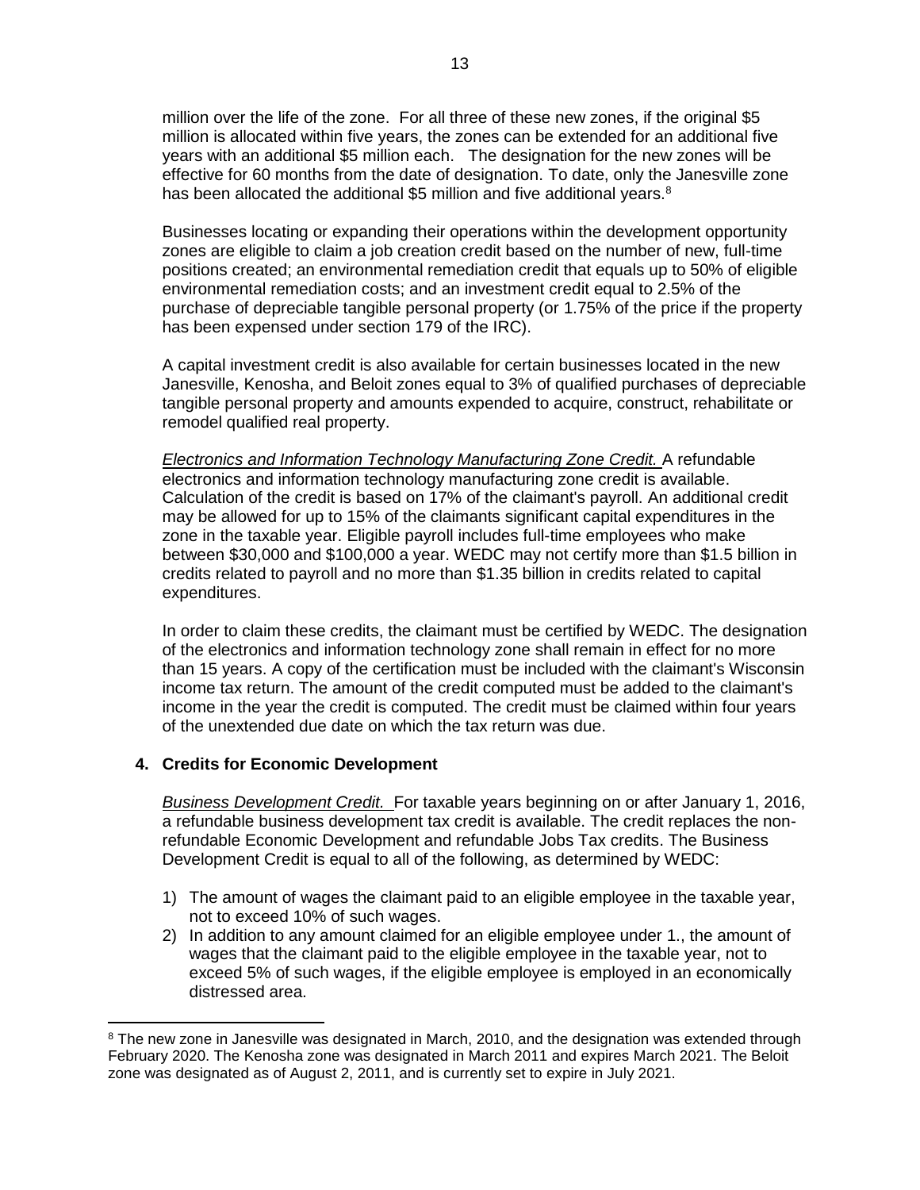million over the life of the zone. For all three of these new zones, if the original $5 million is allocated within five years, the zones can be extended for an additional five years with an additional $5 million each. The designation for the new zones will be effective for 60 months from the date of designation. To date, only the Janesville zone has been allocated the additional $5 million and five additional years.[8]

Businesses locating or expanding their operations within the development opportunity zones are eligible to claim a job creation credit based on the number of new, full-time positions created; an environmental remediation credit that equals up to 50% of eligible environmental remediation costs; and an investment credit equal to 2.5% of the purchase of depreciable tangible personal property (or 1.75% of the price if the property has been expensed under section 179 of the IRC).

A capital investment credit is also available for certain businesses located in the new Janesville, Kenosha, and Beloit zones equal to 3% of qualified purchases of depreciable tangible personal property and amounts expended to acquire, construct, rehabilitate or remodel qualified real property.

*Electronics and Information Technology Manufacturing Zone Credit.* A refundable electronics and information technology manufacturing zone credit is available. Calculation of the credit is based on 17% of the claimant's payroll. An additional credit may be allowed for up to 15% of the claimants significant capital expenditures in the zone in the taxable year. Eligible payroll includes full-time employees who make between $30,000 and $100,000 a year. WEDC may not certify more than $1.5 billion in credits related to payroll and no more than $1.35 billion in credits related to capital expenditures.

In order to claim these credits, the claimant must be certified by WEDC. The designation of the electronics and information technology zone shall remain in effect for no more than 15 years. A copy of the certification must be included with the claimant's Wisconsin income tax return. The amount of the credit computed must be added to the claimant's income in the year the credit is computed. The credit must be claimed within four years of the unextended due date on which the tax return was due.

## 4. Credits for Economic Development

*Business Development Credit.* For taxable years beginning on or after January 1, 2016, a refundable business development tax credit is available. The credit replaces the non-refundable Economic Development and refundable Jobs Tax credits. The Business Development Credit is equal to all of the following, as determined by WEDC:

1) The amount of wages the claimant paid to an eligible employee in the taxable year, not to exceed 10% of such wages.
2) In addition to any amount claimed for an eligible employee under 1., the amount of wages that the claimant paid to the eligible employee in the taxable year, not to exceed 5% of such wages, if the eligible employee is employed in an economically distressed area.

[8] The new zone in Janesville was designated in March, 2010, and the designation was extended through February 2020. The Kenosha zone was designated in March 2011 and expires March 2021. The Beloit zone was designated as of August 2, 2011, and is currently set to expire in July 2021.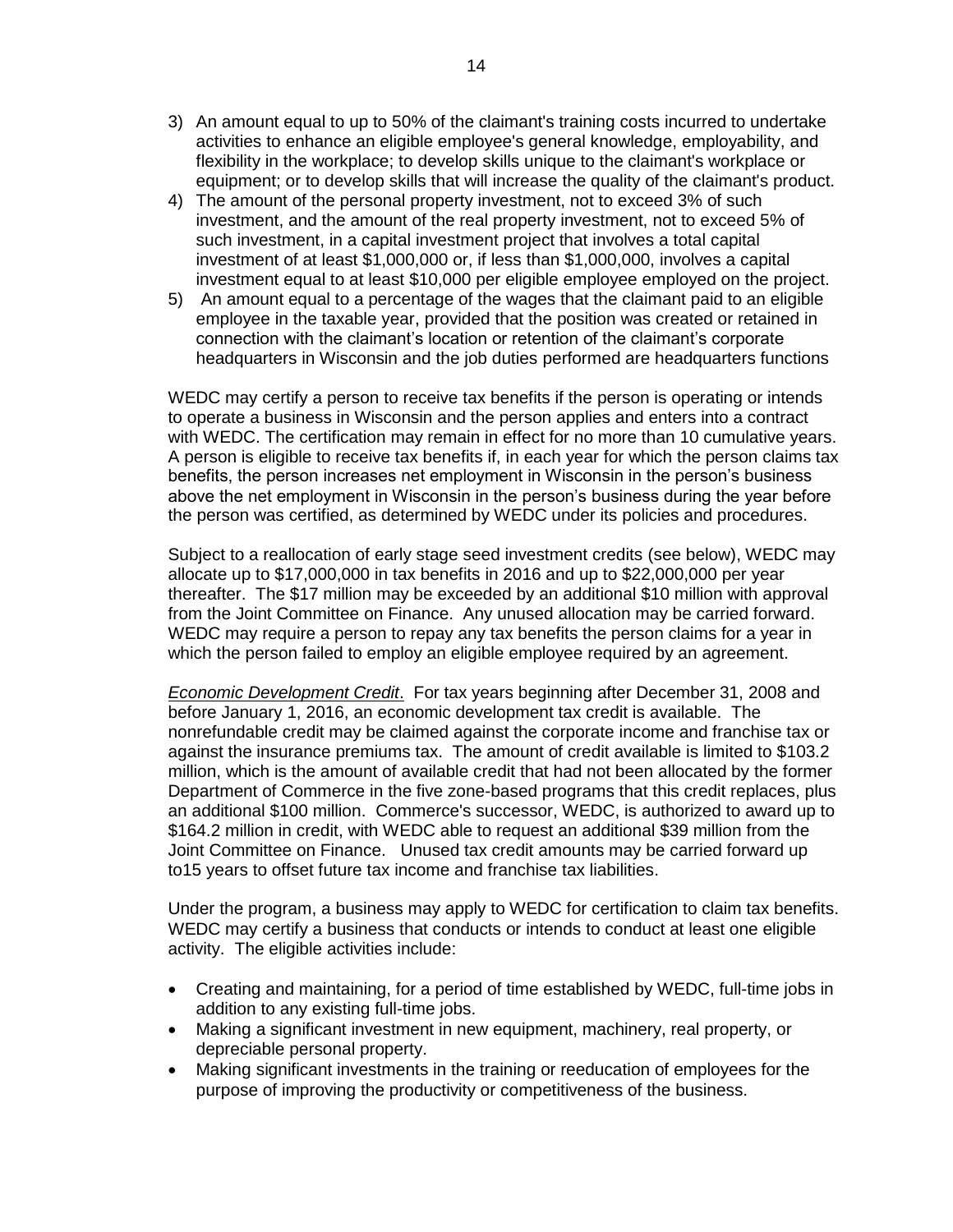3) An amount equal to up to 50% of the claimant's training costs incurred to undertake activities to enhance an eligible employee's general knowledge, employability, and flexibility in the workplace; to develop skills unique to the claimant's workplace or equipment; or to develop skills that will increase the quality of the claimant's product.
4) The amount of the personal property investment, not to exceed 3% of such investment, and the amount of the real property investment, not to exceed 5% of such investment, in a capital investment project that involves a total capital investment of at least $1,000,000 or, if less than $1,000,000, involves a capital investment equal to at least $10,000 per eligible employee employed on the project.
5) An amount equal to a percentage of the wages that the claimant paid to an eligible employee in the taxable year, provided that the position was created or retained in connection with the claimant's location or retention of the claimant's corporate headquarters in Wisconsin and the job duties performed are headquarters functions

WEDC may certify a person to receive tax benefits if the person is operating or intends to operate a business in Wisconsin and the person applies and enters into a contract with WEDC. The certification may remain in effect for no more than 10 cumulative years. A person is eligible to receive tax benefits if, in each year for which the person claims tax benefits, the person increases net employment in Wisconsin in the person's business above the net employment in Wisconsin in the person's business during the year before the person was certified, as determined by WEDC under its policies and procedures.

Subject to a reallocation of early stage seed investment credits (see below), WEDC may allocate up to $17,000,000 in tax benefits in 2016 and up to $22,000,000 per year thereafter. The $17 million may be exceeded by an additional $10 million with approval from the Joint Committee on Finance. Any unused allocation may be carried forward. WEDC may require a person to repay any tax benefits the person claims for a year in which the person failed to employ an eligible employee required by an agreement.

*Economic Development Credit*. For tax years beginning after December 31, 2008 and before January 1, 2016, an economic development tax credit is available. The nonrefundable credit may be claimed against the corporate income and franchise tax or against the insurance premiums tax. The amount of credit available is limited to $103.2 million, which is the amount of available credit that had not been allocated by the former Department of Commerce in the five zone-based programs that this credit replaces, plus an additional $100 million. Commerce's successor, WEDC, is authorized to award up to $164.2 million in credit, with WEDC able to request an additional $39 million from the Joint Committee on Finance. Unused tax credit amounts may be carried forward up to15 years to offset future tax income and franchise tax liabilities.

Under the program, a business may apply to WEDC for certification to claim tax benefits. WEDC may certify a business that conducts or intends to conduct at least one eligible activity. The eligible activities include:

- Creating and maintaining, for a period of time established by WEDC, full-time jobs in addition to any existing full-time jobs.
- Making a significant investment in new equipment, machinery, real property, or depreciable personal property.
- Making significant investments in the training or reeducation of employees for the purpose of improving the productivity or competitiveness of the business.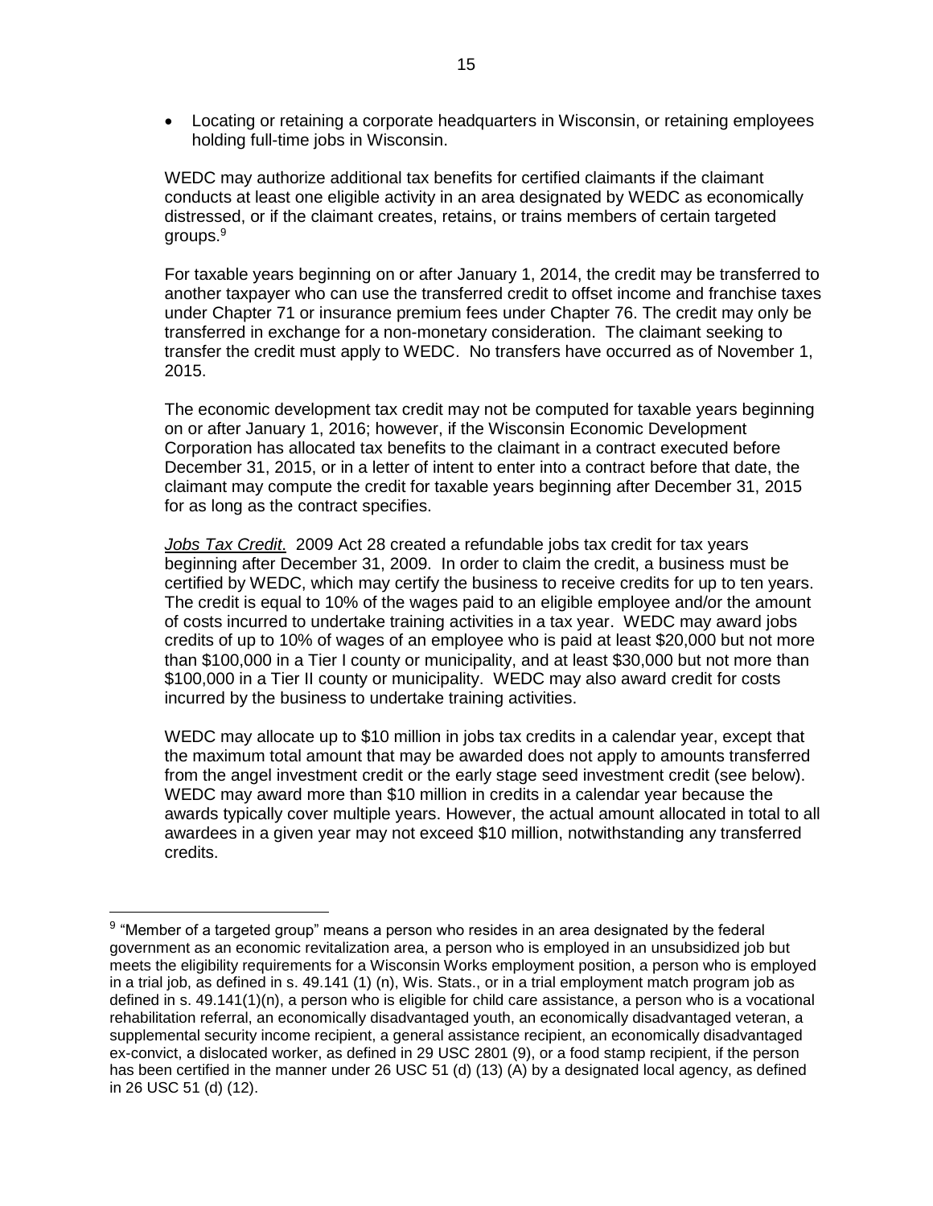- Locating or retaining a corporate headquarters in Wisconsin, or retaining employees holding full-time jobs in Wisconsin.

WEDC may authorize additional tax benefits for certified claimants if the claimant conducts at least one eligible activity in an area designated by WEDC as economically distressed, or if the claimant creates, retains, or trains members of certain targeted groups.[9]

For taxable years beginning on or after January 1, 2014, the credit may be transferred to another taxpayer who can use the transferred credit to offset income and franchise taxes under Chapter 71 or insurance premium fees under Chapter 76. The credit may only be transferred in exchange for a non-monetary consideration. The claimant seeking to transfer the credit must apply to WEDC. No transfers have occurred as of November 1, 2015.

The economic development tax credit may not be computed for taxable years beginning on or after January 1, 2016; however, if the Wisconsin Economic Development Corporation has allocated tax benefits to the claimant in a contract executed before December 31, 2015, or in a letter of intent to enter into a contract before that date, the claimant may compute the credit for taxable years beginning after December 31, 2015 for as long as the contract specifies.

*Jobs Tax Credit.* 2009 Act 28 created a refundable jobs tax credit for tax years beginning after December 31, 2009. In order to claim the credit, a business must be certified by WEDC, which may certify the business to receive credits for up to ten years. The credit is equal to 10% of the wages paid to an eligible employee and/or the amount of costs incurred to undertake training activities in a tax year. WEDC may award jobs credits of up to 10% of wages of an employee who is paid at least $20,000 but not more than $100,000 in a Tier I county or municipality, and at least $30,000 but not more than $100,000 in a Tier II county or municipality. WEDC may also award credit for costs incurred by the business to undertake training activities.

WEDC may allocate up to $10 million in jobs tax credits in a calendar year, except that the maximum total amount that may be awarded does not apply to amounts transferred from the angel investment credit or the early stage seed investment credit (see below). WEDC may award more than $10 million in credits in a calendar year because the awards typically cover multiple years. However, the actual amount allocated in total to all awardees in a given year may not exceed $10 million, notwithstanding any transferred credits.

[9] "Member of a targeted group" means a person who resides in an area designated by the federal government as an economic revitalization area, a person who is employed in an unsubsidized job but meets the eligibility requirements for a Wisconsin Works employment position, a person who is employed in a trial job, as defined in s. 49.141 (1) (n), Wis. Stats., or in a trial employment match program job as defined in s. 49.141(1)(n), a person who is eligible for child care assistance, a person who is a vocational rehabilitation referral, an economically disadvantaged youth, an economically disadvantaged veteran, a supplemental security income recipient, a general assistance recipient, an economically disadvantaged ex-convict, a dislocated worker, as defined in 29 USC 2801 (9), or a food stamp recipient, if the person has been certified in the manner under 26 USC 51 (d) (13) (A) by a designated local agency, as defined in 26 USC 51 (d) (12).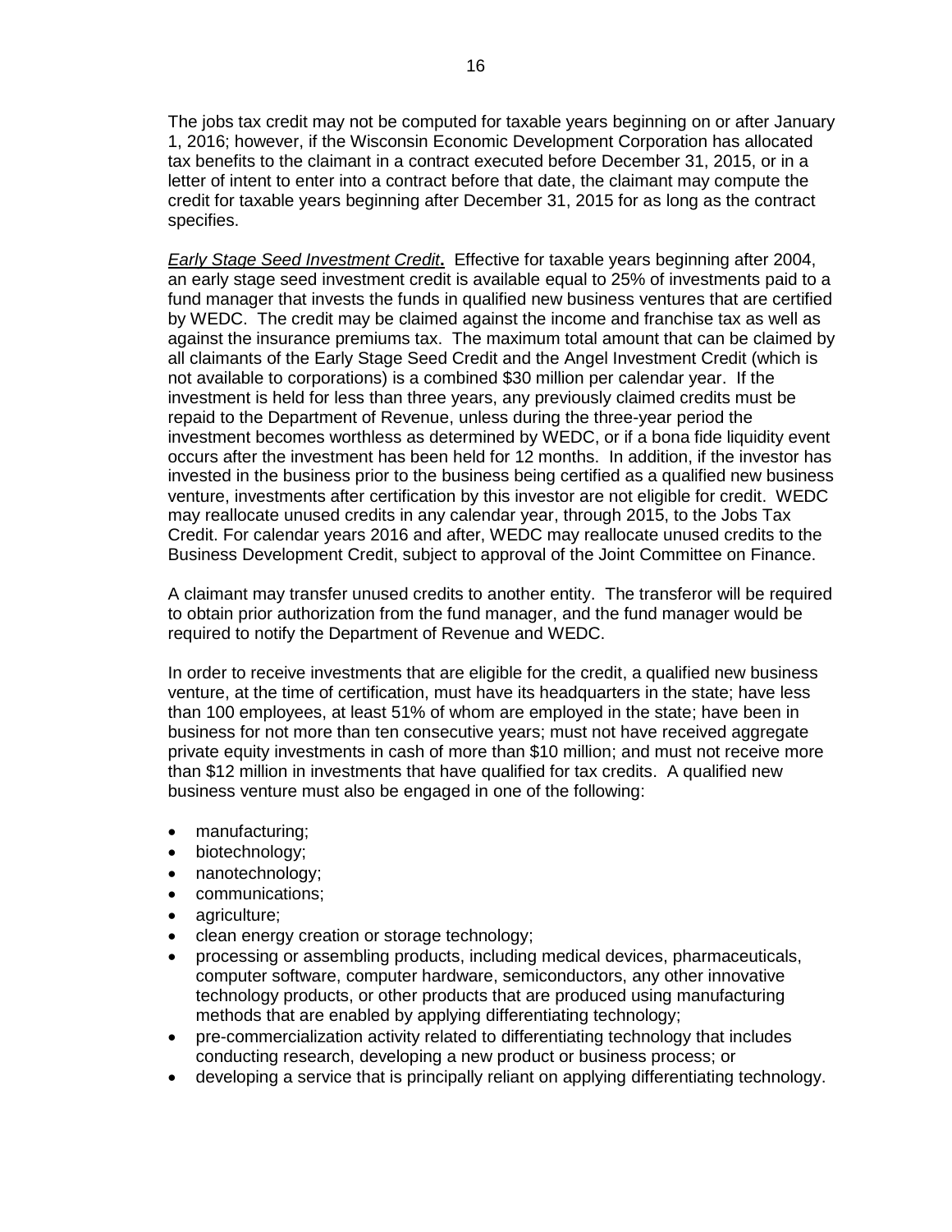The jobs tax credit may not be computed for taxable years beginning on or after January 1, 2016; however, if the Wisconsin Economic Development Corporation has allocated tax benefits to the claimant in a contract executed before December 31, 2015, or in a letter of intent to enter into a contract before that date, the claimant may compute the credit for taxable years beginning after December 31, 2015 for as long as the contract specifies.

***Early Stage Seed Investment Credit*.** Effective for taxable years beginning after 2004, an early stage seed investment credit is available equal to 25% of investments paid to a fund manager that invests the funds in qualified new business ventures that are certified by WEDC. The credit may be claimed against the income and franchise tax as well as against the insurance premiums tax. The maximum total amount that can be claimed by all claimants of the Early Stage Seed Credit and the Angel Investment Credit (which is not available to corporations) is a combined $30 million per calendar year. If the investment is held for less than three years, any previously claimed credits must be repaid to the Department of Revenue, unless during the three-year period the investment becomes worthless as determined by WEDC, or if a bona fide liquidity event occurs after the investment has been held for 12 months. In addition, if the investor has invested in the business prior to the business being certified as a qualified new business venture, investments after certification by this investor are not eligible for credit. WEDC may reallocate unused credits in any calendar year, through 2015, to the Jobs Tax Credit. For calendar years 2016 and after, WEDC may reallocate unused credits to the Business Development Credit, subject to approval of the Joint Committee on Finance.

A claimant may transfer unused credits to another entity. The transferor will be required to obtain prior authorization from the fund manager, and the fund manager would be required to notify the Department of Revenue and WEDC.

In order to receive investments that are eligible for the credit, a qualified new business venture, at the time of certification, must have its headquarters in the state; have less than 100 employees, at least 51% of whom are employed in the state; have been in business for not more than ten consecutive years; must not have received aggregate private equity investments in cash of more than $10 million; and must not receive more than $12 million in investments that have qualified for tax credits. A qualified new business venture must also be engaged in one of the following:

- manufacturing;
- biotechnology;
- nanotechnology;
- communications;
- agriculture;
- clean energy creation or storage technology;
- processing or assembling products, including medical devices, pharmaceuticals, computer software, computer hardware, semiconductors, any other innovative technology products, or other products that are produced using manufacturing methods that are enabled by applying differentiating technology;
- pre-commercialization activity related to differentiating technology that includes conducting research, developing a new product or business process; or
- developing a service that is principally reliant on applying differentiating technology.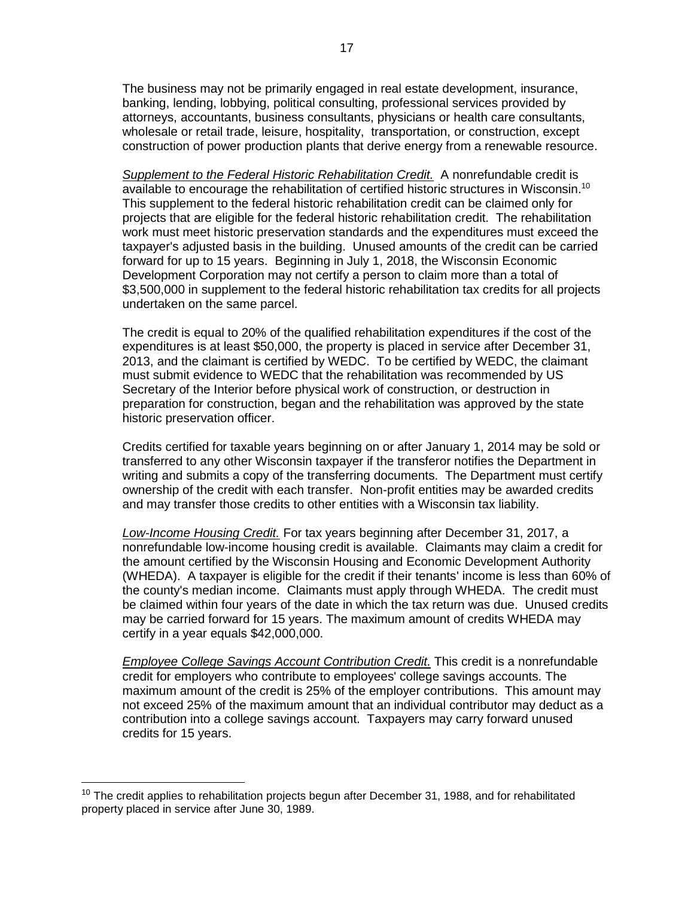The business may not be primarily engaged in real estate development, insurance, banking, lending, lobbying, political consulting, professional services provided by attorneys, accountants, business consultants, physicians or health care consultants, wholesale or retail trade, leisure, hospitality, transportation, or construction, except construction of power production plants that derive energy from a renewable resource.

*Supplement to the Federal Historic Rehabilitation Credit.* A nonrefundable credit is available to encourage the rehabilitation of certified historic structures in Wisconsin.[10] This supplement to the federal historic rehabilitation credit can be claimed only for projects that are eligible for the federal historic rehabilitation credit. The rehabilitation work must meet historic preservation standards and the expenditures must exceed the taxpayer's adjusted basis in the building. Unused amounts of the credit can be carried forward for up to 15 years. Beginning in July 1, 2018, the Wisconsin Economic Development Corporation may not certify a person to claim more than a total of $3,500,000 in supplement to the federal historic rehabilitation tax credits for all projects undertaken on the same parcel.

The credit is equal to 20% of the qualified rehabilitation expenditures if the cost of the expenditures is at least $50,000, the property is placed in service after December 31, 2013, and the claimant is certified by WEDC. To be certified by WEDC, the claimant must submit evidence to WEDC that the rehabilitation was recommended by US Secretary of the Interior before physical work of construction, or destruction in preparation for construction, began and the rehabilitation was approved by the state historic preservation officer.

Credits certified for taxable years beginning on or after January 1, 2014 may be sold or transferred to any other Wisconsin taxpayer if the transferor notifies the Department in writing and submits a copy of the transferring documents. The Department must certify ownership of the credit with each transfer. Non-profit entities may be awarded credits and may transfer those credits to other entities with a Wisconsin tax liability.

*Low-Income Housing Credit.* For tax years beginning after December 31, 2017, a nonrefundable low-income housing credit is available. Claimants may claim a credit for the amount certified by the Wisconsin Housing and Economic Development Authority (WHEDA). A taxpayer is eligible for the credit if their tenants' income is less than 60% of the county's median income. Claimants must apply through WHEDA. The credit must be claimed within four years of the date in which the tax return was due. Unused credits may be carried forward for 15 years. The maximum amount of credits WHEDA may certify in a year equals $42,000,000.

*Employee College Savings Account Contribution Credit.* This credit is a nonrefundable credit for employers who contribute to employees' college savings accounts. The maximum amount of the credit is 25% of the employer contributions. This amount may not exceed 25% of the maximum amount that an individual contributor may deduct as a contribution into a college savings account. Taxpayers may carry forward unused credits for 15 years.

---

[10] The credit applies to rehabilitation projects begun after December 31, 1988, and for rehabilitated property placed in service after June 30, 1989.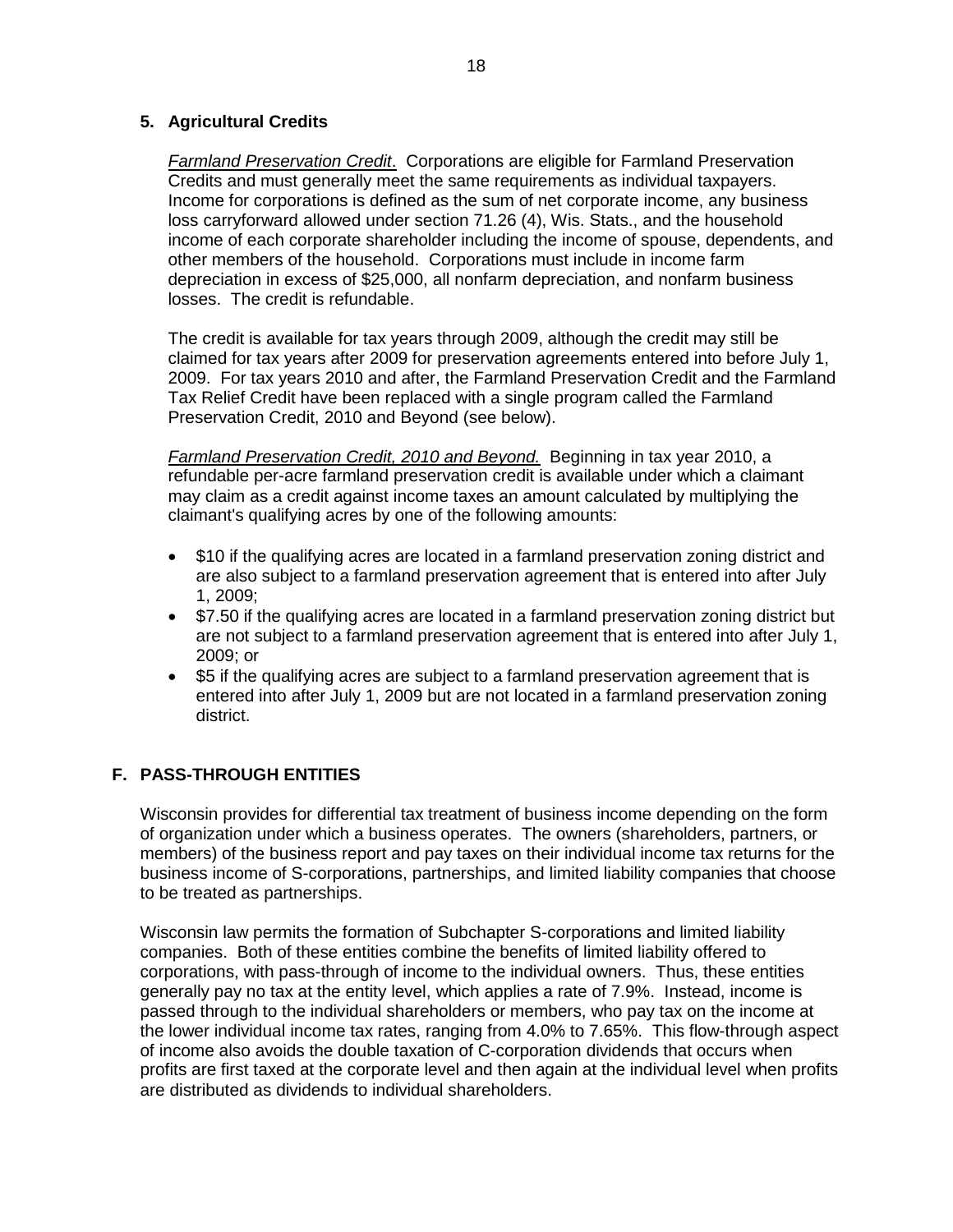### 5. Agricultural Credits

*Farmland Preservation Credit*. Corporations are eligible for Farmland Preservation Credits and must generally meet the same requirements as individual taxpayers. Income for corporations is defined as the sum of net corporate income, any business loss carryforward allowed under section 71.26 (4), Wis. Stats., and the household income of each corporate shareholder including the income of spouse, dependents, and other members of the household. Corporations must include in income farm depreciation in excess of $25,000, all nonfarm depreciation, and nonfarm business losses. The credit is refundable.

The credit is available for tax years through 2009, although the credit may still be claimed for tax years after 2009 for preservation agreements entered into before July 1, 2009. For tax years 2010 and after, the Farmland Preservation Credit and the Farmland Tax Relief Credit have been replaced with a single program called the Farmland Preservation Credit, 2010 and Beyond (see below).

*Farmland Preservation Credit, 2010 and Beyond.* Beginning in tax year 2010, a refundable per-acre farmland preservation credit is available under which a claimant may claim as a credit against income taxes an amount calculated by multiplying the claimant's qualifying acres by one of the following amounts:

- $10 if the qualifying acres are located in a farmland preservation zoning district and are also subject to a farmland preservation agreement that is entered into after July 1, 2009;
- $7.50 if the qualifying acres are located in a farmland preservation zoning district but are not subject to a farmland preservation agreement that is entered into after July 1, 2009; or
- $5 if the qualifying acres are subject to a farmland preservation agreement that is entered into after July 1, 2009 but are not located in a farmland preservation zoning district.

## F. PASS-THROUGH ENTITIES

Wisconsin provides for differential tax treatment of business income depending on the form of organization under which a business operates. The owners (shareholders, partners, or members) of the business report and pay taxes on their individual income tax returns for the business income of S-corporations, partnerships, and limited liability companies that choose to be treated as partnerships.

Wisconsin law permits the formation of Subchapter S-corporations and limited liability companies. Both of these entities combine the benefits of limited liability offered to corporations, with pass-through of income to the individual owners. Thus, these entities generally pay no tax at the entity level, which applies a rate of 7.9%. Instead, income is passed through to the individual shareholders or members, who pay tax on the income at the lower individual income tax rates, ranging from 4.0% to 7.65%. This flow-through aspect of income also avoids the double taxation of C-corporation dividends that occurs when profits are first taxed at the corporate level and then again at the individual level when profits are distributed as dividends to individual shareholders.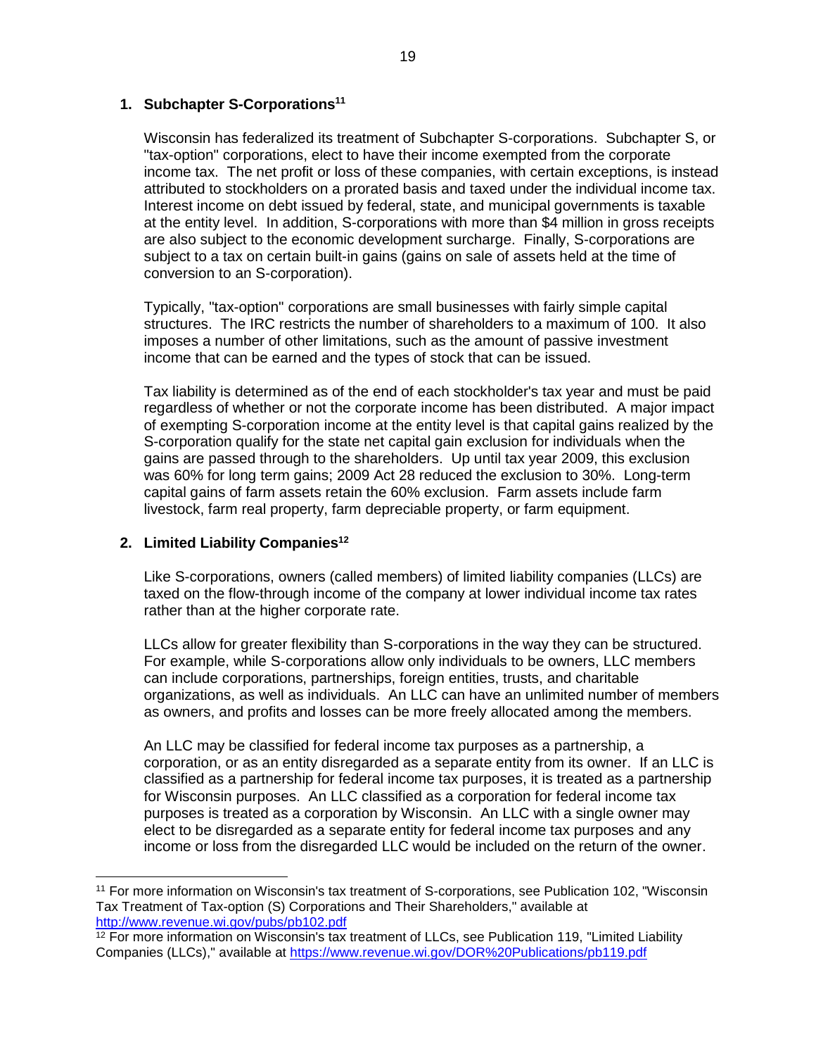## 1. Subchapter S-Corporations[11]

Wisconsin has federalized its treatment of Subchapter S-corporations. Subchapter S, or "tax-option" corporations, elect to have their income exempted from the corporate income tax. The net profit or loss of these companies, with certain exceptions, is instead attributed to stockholders on a prorated basis and taxed under the individual income tax. Interest income on debt issued by federal, state, and municipal governments is taxable at the entity level. In addition, S-corporations with more than $4 million in gross receipts are also subject to the economic development surcharge. Finally, S-corporations are subject to a tax on certain built-in gains (gains on sale of assets held at the time of conversion to an S-corporation).

Typically, "tax-option" corporations are small businesses with fairly simple capital structures. The IRC restricts the number of shareholders to a maximum of 100. It also imposes a number of other limitations, such as the amount of passive investment income that can be earned and the types of stock that can be issued.

Tax liability is determined as of the end of each stockholder's tax year and must be paid regardless of whether or not the corporate income has been distributed. A major impact of exempting S-corporation income at the entity level is that capital gains realized by the S-corporation qualify for the state net capital gain exclusion for individuals when the gains are passed through to the shareholders. Up until tax year 2009, this exclusion was 60% for long term gains; 2009 Act 28 reduced the exclusion to 30%. Long-term capital gains of farm assets retain the 60% exclusion. Farm assets include farm livestock, farm real property, farm depreciable property, or farm equipment.

## 2. Limited Liability Companies[12]

Like S-corporations, owners (called members) of limited liability companies (LLCs) are taxed on the flow-through income of the company at lower individual income tax rates rather than at the higher corporate rate.

LLCs allow for greater flexibility than S-corporations in the way they can be structured. For example, while S-corporations allow only individuals to be owners, LLC members can include corporations, partnerships, foreign entities, trusts, and charitable organizations, as well as individuals. An LLC can have an unlimited number of members as owners, and profits and losses can be more freely allocated among the members.

An LLC may be classified for federal income tax purposes as a partnership, a corporation, or as an entity disregarded as a separate entity from its owner. If an LLC is classified as a partnership for federal income tax purposes, it is treated as a partnership for Wisconsin purposes. An LLC classified as a corporation for federal income tax purposes is treated as a corporation by Wisconsin. An LLC with a single owner may elect to be disregarded as a separate entity for federal income tax purposes and any income or loss from the disregarded LLC would be included on the return of the owner.

---

[11] For more information on Wisconsin's tax treatment of S-corporations, see Publication 102, "Wisconsin Tax Treatment of Tax-option (S) Corporations and Their Shareholders," available at http://www.revenue.wi.gov/pubs/pb102.pdf

[12] For more information on Wisconsin's tax treatment of LLCs, see Publication 119, "Limited Liability Companies (LLCs)," available at https://www.revenue.wi.gov/DOR%20Publications/pb119.pdf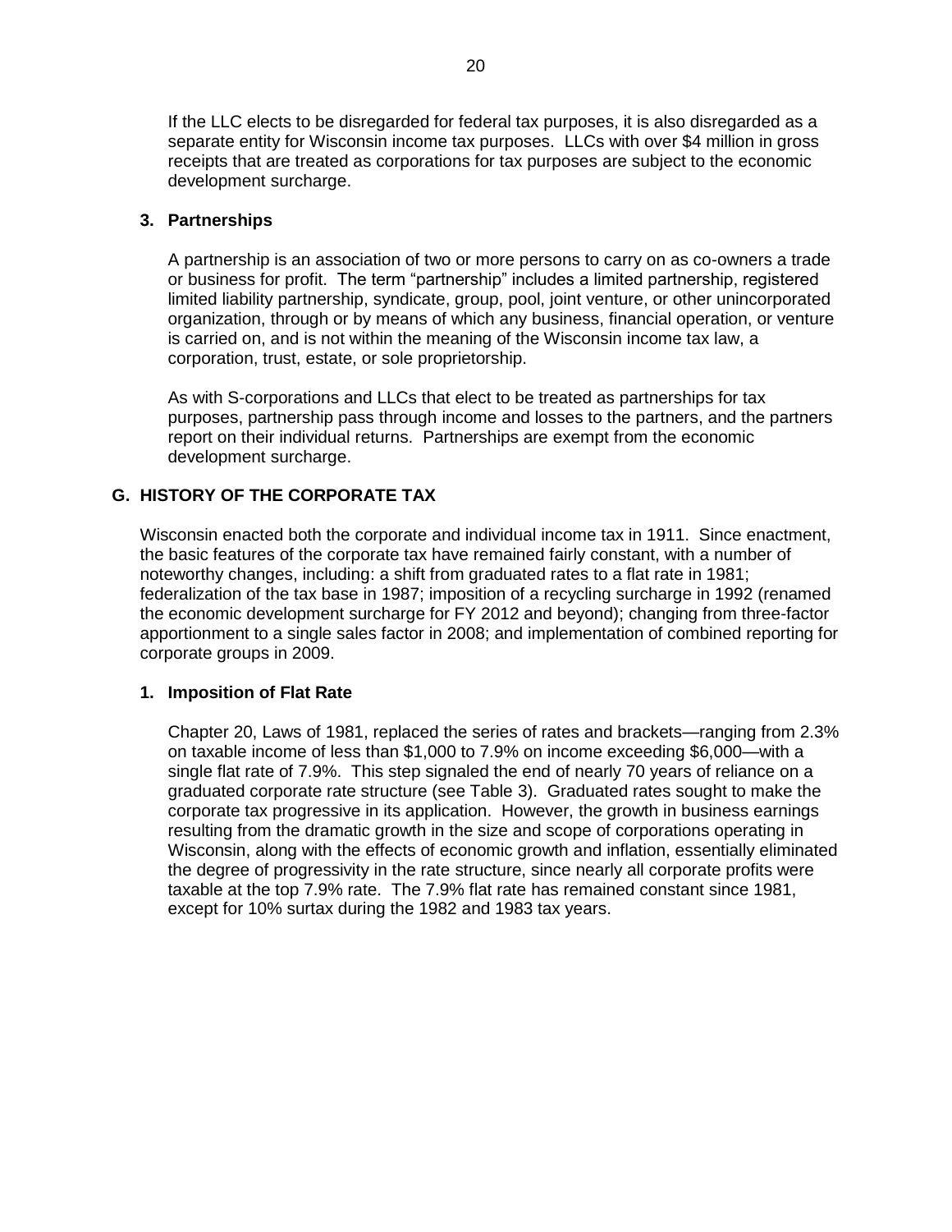If the LLC elects to be disregarded for federal tax purposes, it is also disregarded as a separate entity for Wisconsin income tax purposes. LLCs with over $4 million in gross receipts that are treated as corporations for tax purposes are subject to the economic development surcharge.

### 3. Partnerships

A partnership is an association of two or more persons to carry on as co-owners a trade or business for profit. The term "partnership" includes a limited partnership, registered limited liability partnership, syndicate, group, pool, joint venture, or other unincorporated organization, through or by means of which any business, financial operation, or venture is carried on, and is not within the meaning of the Wisconsin income tax law, a corporation, trust, estate, or sole proprietorship.

As with S-corporations and LLCs that elect to be treated as partnerships for tax purposes, partnership pass through income and losses to the partners, and the partners report on their individual returns. Partnerships are exempt from the economic development surcharge.

## G. HISTORY OF THE CORPORATE TAX

Wisconsin enacted both the corporate and individual income tax in 1911. Since enactment, the basic features of the corporate tax have remained fairly constant, with a number of noteworthy changes, including: a shift from graduated rates to a flat rate in 1981; federalization of the tax base in 1987; imposition of a recycling surcharge in 1992 (renamed the economic development surcharge for FY 2012 and beyond); changing from three-factor apportionment to a single sales factor in 2008; and implementation of combined reporting for corporate groups in 2009.

### 1. Imposition of Flat Rate

Chapter 20, Laws of 1981, replaced the series of rates and brackets—ranging from 2.3% on taxable income of less than $1,000 to 7.9% on income exceeding $6,000—with a single flat rate of 7.9%. This step signaled the end of nearly 70 years of reliance on a graduated corporate rate structure (see Table 3). Graduated rates sought to make the corporate tax progressive in its application. However, the growth in business earnings resulting from the dramatic growth in the size and scope of corporations operating in Wisconsin, along with the effects of economic growth and inflation, essentially eliminated the degree of progressivity in the rate structure, since nearly all corporate profits were taxable at the top 7.9% rate. The 7.9% flat rate has remained constant since 1981, except for 10% surtax during the 1982 and 1983 tax years.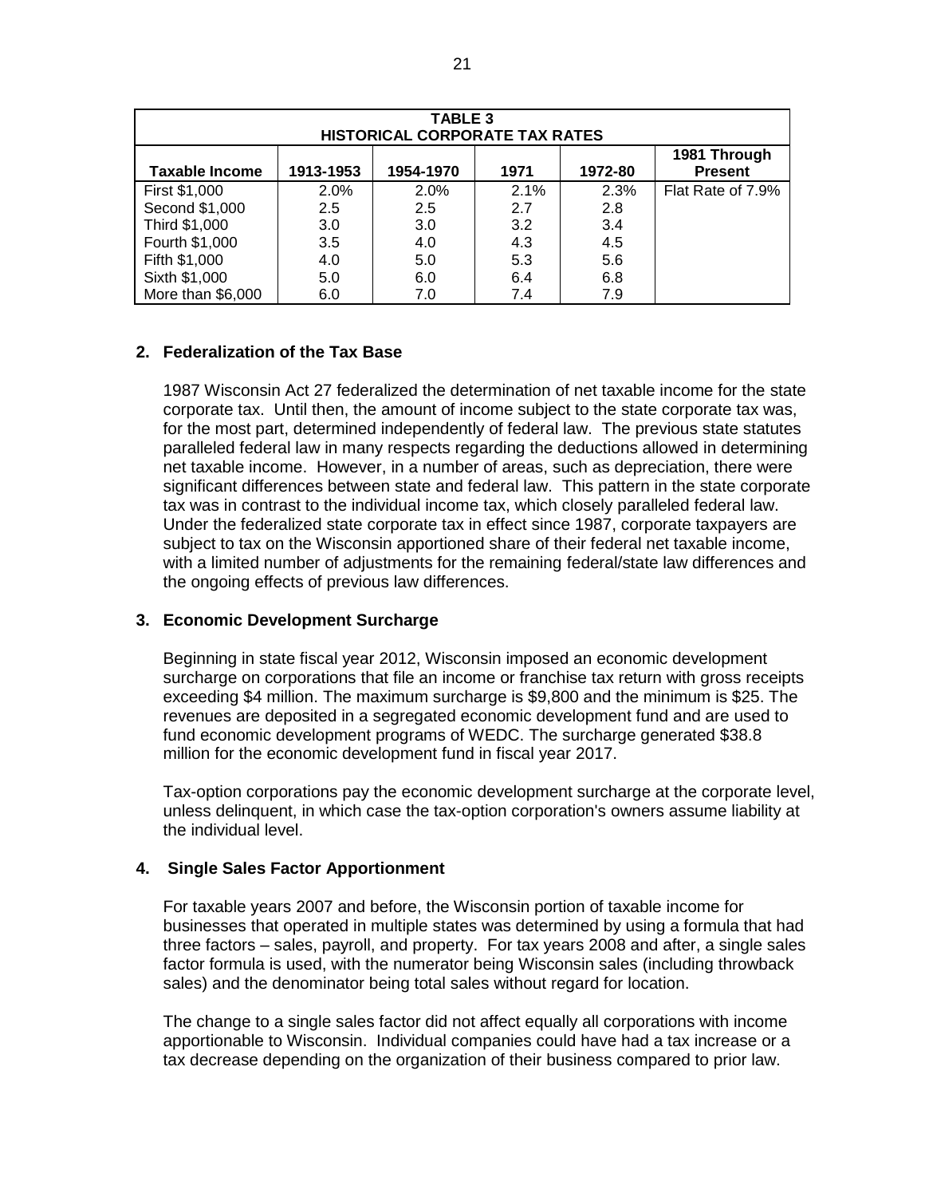**TABLE 3**
**HISTORICAL CORPORATE TAX RATES**

| Taxable Income | 1913-1953 | 1954-1970 | 1971 | 1972-80 | 1981 Through Present |
|---|---|---|---|---|---|
| First $1,000 | 2.0% | 2.0% | 2.1% | 2.3% | Flat Rate of 7.9% |
| Second $1,000 | 2.5 | 2.5 | 2.7 | 2.8 | |
| Third $1,000 | 3.0 | 3.0 | 3.2 | 3.4 | |
| Fourth $1,000 | 3.5 | 4.0 | 4.3 | 4.5 | |
| Fifth $1,000 | 4.0 | 5.0 | 5.3 | 5.6 | |
| Sixth $1,000 | 5.0 | 6.0 | 6.4 | 6.8 | |
| More than $6,000 | 6.0 | 7.0 | 7.4 | 7.9 | |

### 2. Federalization of the Tax Base

1987 Wisconsin Act 27 federalized the determination of net taxable income for the state corporate tax. Until then, the amount of income subject to the state corporate tax was, for the most part, determined independently of federal law. The previous state statutes paralleled federal law in many respects regarding the deductions allowed in determining net taxable income. However, in a number of areas, such as depreciation, there were significant differences between state and federal law. This pattern in the state corporate tax was in contrast to the individual income tax, which closely paralleled federal law. Under the federalized state corporate tax in effect since 1987, corporate taxpayers are subject to tax on the Wisconsin apportioned share of their federal net taxable income, with a limited number of adjustments for the remaining federal/state law differences and the ongoing effects of previous law differences.

### 3. Economic Development Surcharge

Beginning in state fiscal year 2012, Wisconsin imposed an economic development surcharge on corporations that file an income or franchise tax return with gross receipts exceeding $4 million. The maximum surcharge is $9,800 and the minimum is $25. The revenues are deposited in a segregated economic development fund and are used to fund economic development programs of WEDC. The surcharge generated $38.8 million for the economic development fund in fiscal year 2017.

Tax-option corporations pay the economic development surcharge at the corporate level, unless delinquent, in which case the tax-option corporation's owners assume liability at the individual level.

### 4. Single Sales Factor Apportionment

For taxable years 2007 and before, the Wisconsin portion of taxable income for businesses that operated in multiple states was determined by using a formula that had three factors – sales, payroll, and property. For tax years 2008 and after, a single sales factor formula is used, with the numerator being Wisconsin sales (including throwback sales) and the denominator being total sales without regard for location.

The change to a single sales factor did not affect equally all corporations with income apportionable to Wisconsin. Individual companies could have had a tax increase or a tax decrease depending on the organization of their business compared to prior law.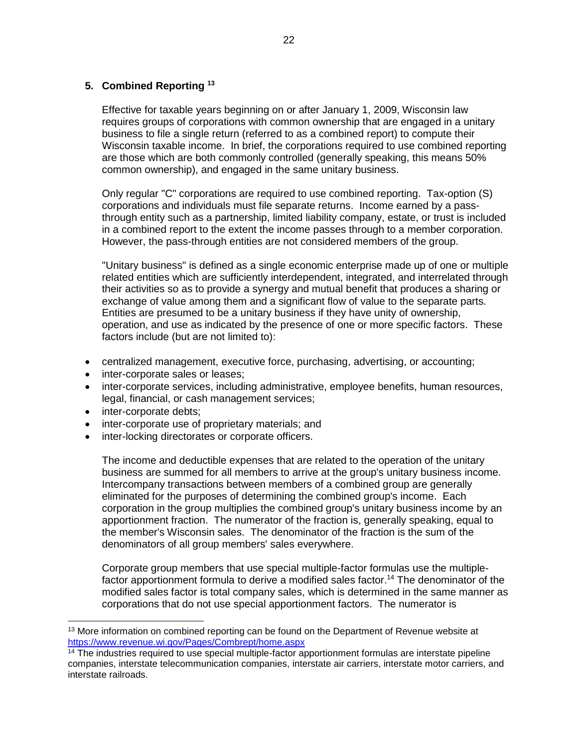## 5. Combined Reporting [13]

Effective for taxable years beginning on or after January 1, 2009, Wisconsin law requires groups of corporations with common ownership that are engaged in a unitary business to file a single return (referred to as a combined report) to compute their Wisconsin taxable income. In brief, the corporations required to use combined reporting are those which are both commonly controlled (generally speaking, this means 50% common ownership), and engaged in the same unitary business.

Only regular "C" corporations are required to use combined reporting. Tax-option (S) corporations and individuals must file separate returns. Income earned by a pass-through entity such as a partnership, limited liability company, estate, or trust is included in a combined report to the extent the income passes through to a member corporation. However, the pass-through entities are not considered members of the group.

"Unitary business" is defined as a single economic enterprise made up of one or multiple related entities which are sufficiently interdependent, integrated, and interrelated through their activities so as to provide a synergy and mutual benefit that produces a sharing or exchange of value among them and a significant flow of value to the separate parts. Entities are presumed to be a unitary business if they have unity of ownership, operation, and use as indicated by the presence of one or more specific factors. These factors include (but are not limited to):

- centralized management, executive force, purchasing, advertising, or accounting;
- inter-corporate sales or leases;
- inter-corporate services, including administrative, employee benefits, human resources, legal, financial, or cash management services;
- inter-corporate debts;
- inter-corporate use of proprietary materials; and
- inter-locking directorates or corporate officers.

The income and deductible expenses that are related to the operation of the unitary business are summed for all members to arrive at the group's unitary business income. Intercompany transactions between members of a combined group are generally eliminated for the purposes of determining the combined group's income. Each corporation in the group multiplies the combined group's unitary business income by an apportionment fraction. The numerator of the fraction is, generally speaking, equal to the member's Wisconsin sales. The denominator of the fraction is the sum of the denominators of all group members' sales everywhere.

Corporate group members that use special multiple-factor formulas use the multiple-factor apportionment formula to derive a modified sales factor.[14] The denominator of the modified sales factor is total company sales, which is determined in the same manner as corporations that do not use special apportionment factors. The numerator is

---

[13] More information on combined reporting can be found on the Department of Revenue website at https://www.revenue.wi.gov/Pages/Combrept/home.aspx

[14] The industries required to use special multiple-factor apportionment formulas are interstate pipeline companies, interstate telecommunication companies, interstate air carriers, interstate motor carriers, and interstate railroads.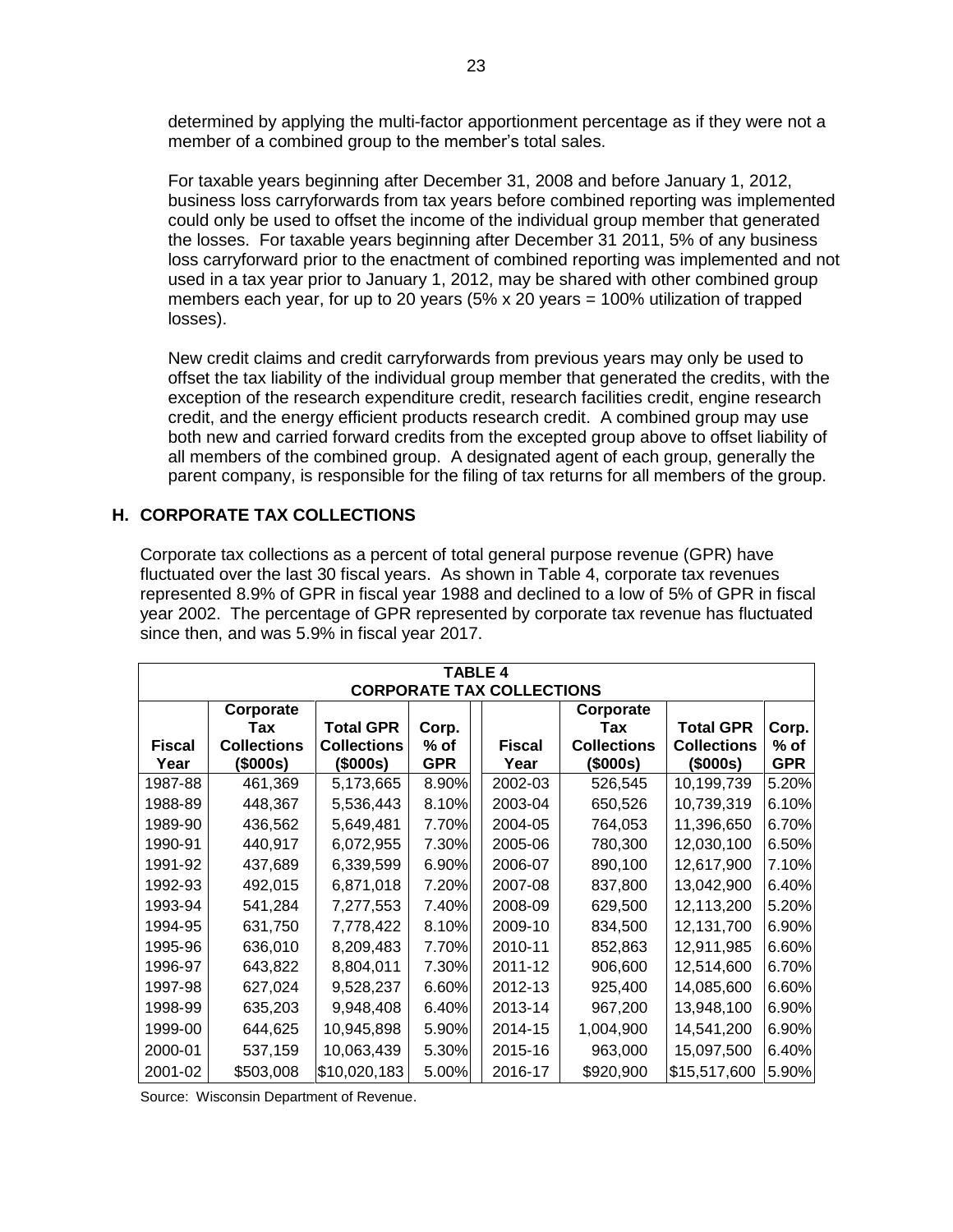determined by applying the multi-factor apportionment percentage as if they were not a member of a combined group to the member's total sales.

For taxable years beginning after December 31, 2008 and before January 1, 2012, business loss carryforwards from tax years before combined reporting was implemented could only be used to offset the income of the individual group member that generated the losses. For taxable years beginning after December 31 2011, 5% of any business loss carryforward prior to the enactment of combined reporting was implemented and not used in a tax year prior to January 1, 2012, may be shared with other combined group members each year, for up to 20 years (5% x 20 years = 100% utilization of trapped losses).

New credit claims and credit carryforwards from previous years may only be used to offset the tax liability of the individual group member that generated the credits, with the exception of the research expenditure credit, research facilities credit, engine research credit, and the energy efficient products research credit. A combined group may use both new and carried forward credits from the excepted group above to offset liability of all members of the combined group. A designated agent of each group, generally the parent company, is responsible for the filing of tax returns for all members of the group.

## H. CORPORATE TAX COLLECTIONS

Corporate tax collections as a percent of total general purpose revenue (GPR) have fluctuated over the last 30 fiscal years. As shown in Table 4, corporate tax revenues represented 8.9% of GPR in fiscal year 1988 and declined to a low of 5% of GPR in fiscal year 2002. The percentage of GPR represented by corporate tax revenue has fluctuated since then, and was 5.9% in fiscal year 2017.

**TABLE 4**
**CORPORATE TAX COLLECTIONS**

| Fiscal Year | Corporate Tax Collections ($000s) | Total GPR Collections ($000s) | Corp. % of GPR | Fiscal Year | Corporate Tax Collections ($000s) | Total GPR Collections ($000s) | Corp. % of GPR |
|---|---|---|---|---|---|---|---|
| 1987-88 | 461,369 | 5,173,665 | 8.90% | 2002-03 | 526,545 | 10,199,739 | 5.20% |
| 1988-89 | 448,367 | 5,536,443 | 8.10% | 2003-04 | 650,526 | 10,739,319 | 6.10% |
| 1989-90 | 436,562 | 5,649,481 | 7.70% | 2004-05 | 764,053 | 11,396,650 | 6.70% |
| 1990-91 | 440,917 | 6,072,955 | 7.30% | 2005-06 | 780,300 | 12,030,100 | 6.50% |
| 1991-92 | 437,689 | 6,339,599 | 6.90% | 2006-07 | 890,100 | 12,617,900 | 7.10% |
| 1992-93 | 492,015 | 6,871,018 | 7.20% | 2007-08 | 837,800 | 13,042,900 | 6.40% |
| 1993-94 | 541,284 | 7,277,553 | 7.40% | 2008-09 | 629,500 | 12,113,200 | 5.20% |
| 1994-95 | 631,750 | 7,778,422 | 8.10% | 2009-10 | 834,500 | 12,131,700 | 6.90% |
| 1995-96 | 636,010 | 8,209,483 | 7.70% | 2010-11 | 852,863 | 12,911,985 | 6.60% |
| 1996-97 | 643,822 | 8,804,011 | 7.30% | 2011-12 | 906,600 | 12,514,600 | 6.70% |
| 1997-98 | 627,024 | 9,528,237 | 6.60% | 2012-13 | 925,400 | 14,085,600 | 6.60% |
| 1998-99 | 635,203 | 9,948,408 | 6.40% | 2013-14 | 967,200 | 13,948,100 | 6.90% |
| 1999-00 | 644,625 | 10,945,898 | 5.90% | 2014-15 | 1,004,900 | 14,541,200 | 6.90% |
| 2000-01 | 537,159 | 10,063,439 | 5.30% | 2015-16 | 963,000 | 15,097,500 | 6.40% |
| 2001-02 | $503,008 | $10,020,183 | 5.00% | 2016-17 | $920,900 | $15,517,600 | 5.90% |

Source: Wisconsin Department of Revenue.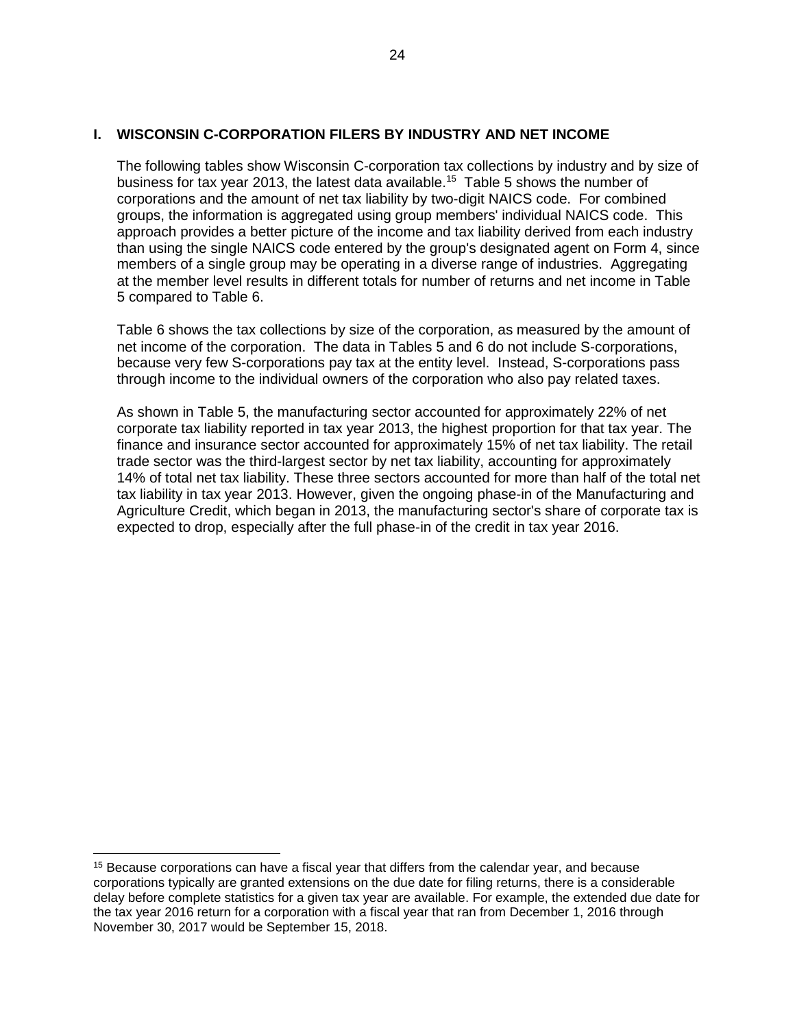## I. WISCONSIN C-CORPORATION FILERS BY INDUSTRY AND NET INCOME

The following tables show Wisconsin C-corporation tax collections by industry and by size of business for tax year 2013, the latest data available.[15] Table 5 shows the number of corporations and the amount of net tax liability by two-digit NAICS code. For combined groups, the information is aggregated using group members' individual NAICS code. This approach provides a better picture of the income and tax liability derived from each industry than using the single NAICS code entered by the group's designated agent on Form 4, since members of a single group may be operating in a diverse range of industries. Aggregating at the member level results in different totals for number of returns and net income in Table 5 compared to Table 6.

Table 6 shows the tax collections by size of the corporation, as measured by the amount of net income of the corporation. The data in Tables 5 and 6 do not include S-corporations, because very few S-corporations pay tax at the entity level. Instead, S-corporations pass through income to the individual owners of the corporation who also pay related taxes.

As shown in Table 5, the manufacturing sector accounted for approximately 22% of net corporate tax liability reported in tax year 2013, the highest proportion for that tax year. The finance and insurance sector accounted for approximately 15% of net tax liability. The retail trade sector was the third-largest sector by net tax liability, accounting for approximately 14% of total net tax liability. These three sectors accounted for more than half of the total net tax liability in tax year 2013. However, given the ongoing phase-in of the Manufacturing and Agriculture Credit, which began in 2013, the manufacturing sector's share of corporate tax is expected to drop, especially after the full phase-in of the credit in tax year 2016.

---

[15] Because corporations can have a fiscal year that differs from the calendar year, and because corporations typically are granted extensions on the due date for filing returns, there is a considerable delay before complete statistics for a given tax year are available. For example, the extended due date for the tax year 2016 return for a corporation with a fiscal year that ran from December 1, 2016 through November 30, 2017 would be September 15, 2018.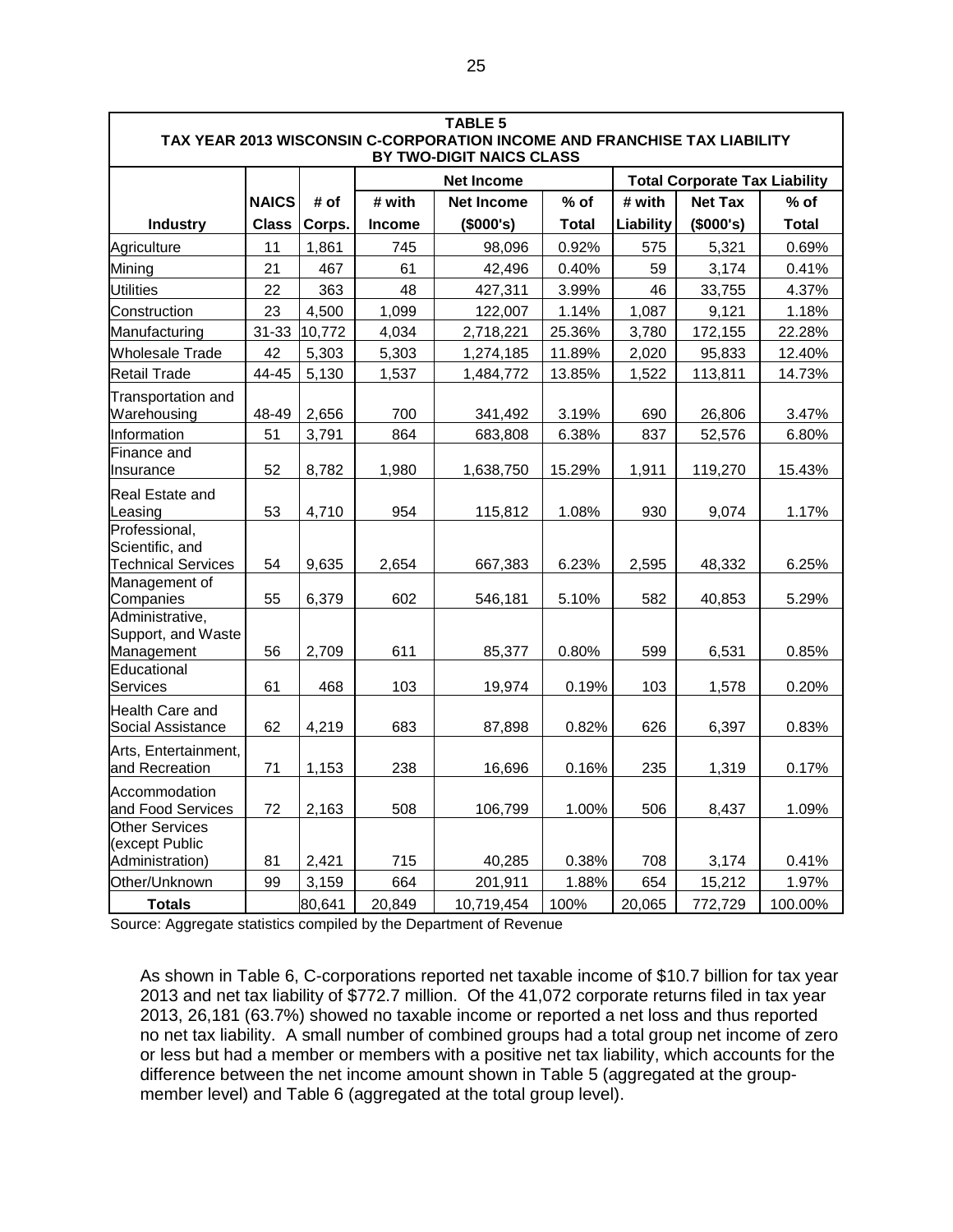**TABLE 5**
**TAX YEAR 2013 WISCONSIN C-CORPORATION INCOME AND FRANCHISE TAX LIABILITY BY TWO-DIGIT NAICS CLASS**

| | | | Net Income | | | Total Corporate Tax Liability | | |
|---|---|---|---|---|---|---|---|---|
| Industry | NAICS Class | # of Corps. | # with Income | Net Income ($000's) | % of Total | # with Liability | Net Tax ($000's) | % of Total |
| Agriculture | 11 | 1,861 | 745 | 98,096 | 0.92% | 575 | 5,321 | 0.69% |
| Mining | 21 | 467 | 61 | 42,496 | 0.40% | 59 | 3,174 | 0.41% |
| Utilities | 22 | 363 | 48 | 427,311 | 3.99% | 46 | 33,755 | 4.37% |
| Construction | 23 | 4,500 | 1,099 | 122,007 | 1.14% | 1,087 | 9,121 | 1.18% |
| Manufacturing | 31-33 | 10,772 | 4,034 | 2,718,221 | 25.36% | 3,780 | 172,155 | 22.28% |
| Wholesale Trade | 42 | 5,303 | 5,303 | 1,274,185 | 11.89% | 2,020 | 95,833 | 12.40% |
| Retail Trade | 44-45 | 5,130 | 1,537 | 1,484,772 | 13.85% | 1,522 | 113,811 | 14.73% |
| Transportation and Warehousing | 48-49 | 2,656 | 700 | 341,492 | 3.19% | 690 | 26,806 | 3.47% |
| Information | 51 | 3,791 | 864 | 683,808 | 6.38% | 837 | 52,576 | 6.80% |
| Finance and Insurance | 52 | 8,782 | 1,980 | 1,638,750 | 15.29% | 1,911 | 119,270 | 15.43% |
| Real Estate and Leasing | 53 | 4,710 | 954 | 115,812 | 1.08% | 930 | 9,074 | 1.17% |
| Professional, Scientific, and Technical Services | 54 | 9,635 | 2,654 | 667,383 | 6.23% | 2,595 | 48,332 | 6.25% |
| Management of Companies | 55 | 6,379 | 602 | 546,181 | 5.10% | 582 | 40,853 | 5.29% |
| Administrative, Support, and Waste Management | 56 | 2,709 | 611 | 85,377 | 0.80% | 599 | 6,531 | 0.85% |
| Educational Services | 61 | 468 | 103 | 19,974 | 0.19% | 103 | 1,578 | 0.20% |
| Health Care and Social Assistance | 62 | 4,219 | 683 | 87,898 | 0.82% | 626 | 6,397 | 0.83% |
| Arts, Entertainment, and Recreation | 71 | 1,153 | 238 | 16,696 | 0.16% | 235 | 1,319 | 0.17% |
| Accommodation and Food Services | 72 | 2,163 | 508 | 106,799 | 1.00% | 506 | 8,437 | 1.09% |
| Other Services (except Public Administration) | 81 | 2,421 | 715 | 40,285 | 0.38% | 708 | 3,174 | 0.41% |
| Other/Unknown | 99 | 3,159 | 664 | 201,911 | 1.88% | 654 | 15,212 | 1.97% |
| **Totals** | | 80,641 | 20,849 | 10,719,454 | 100% | 20,065 | 772,729 | 100.00% |

Source: Aggregate statistics compiled by the Department of Revenue

As shown in Table 6, C-corporations reported net taxable income of $10.7 billion for tax year 2013 and net tax liability of $772.7 million. Of the 41,072 corporate returns filed in tax year 2013, 26,181 (63.7%) showed no taxable income or reported a net loss and thus reported no net tax liability. A small number of combined groups had a total group net income of zero or less but had a member or members with a positive net tax liability, which accounts for the difference between the net income amount shown in Table 5 (aggregated at the group-member level) and Table 6 (aggregated at the total group level).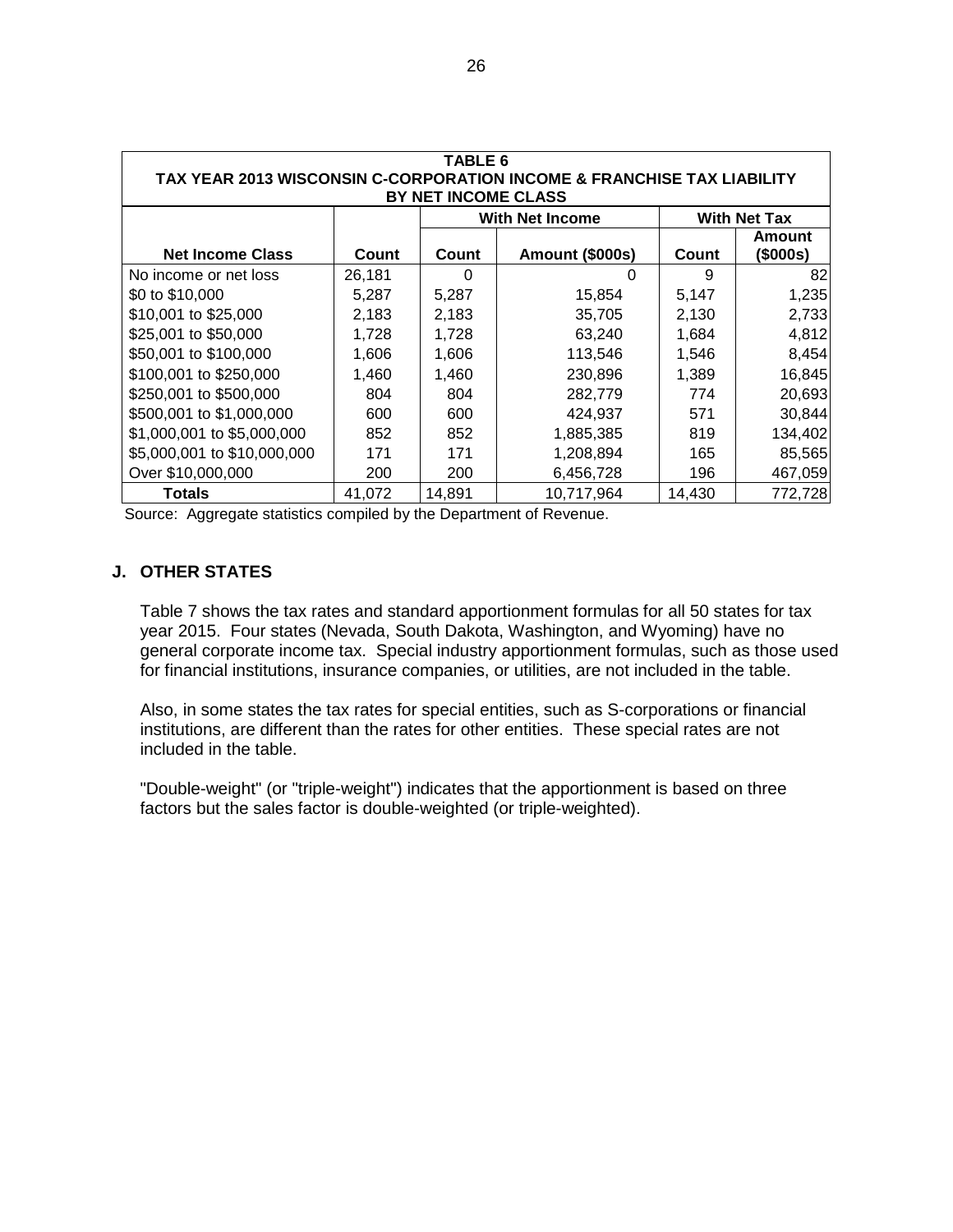**TABLE 6**
**TAX YEAR 2013 WISCONSIN C-CORPORATION INCOME & FRANCHISE TAX LIABILITY BY NET INCOME CLASS**

| | | With Net Income | | With Net Tax | |
|---|---|---|---|---|---|
| **Net Income Class** | **Count** | **Count** | **Amount ($000s)** | **Count** | **Amount ($000s)** |
| No income or net loss | 26,181 | 0 | 0 | 9 | 82 |
| $0 to $10,000 | 5,287 | 5,287 | 15,854 | 5,147 | 1,235 |
| $10,001 to $25,000 | 2,183 | 2,183 | 35,705 | 2,130 | 2,733 |
| $25,001 to $50,000 | 1,728 | 1,728 | 63,240 | 1,684 | 4,812 |
| $50,001 to $100,000 | 1,606 | 1,606 | 113,546 | 1,546 | 8,454 |
| $100,001 to $250,000 | 1,460 | 1,460 | 230,896 | 1,389 | 16,845 |
| $250,001 to $500,000 | 804 | 804 | 282,779 | 774 | 20,693 |
| $500,001 to $1,000,000 | 600 | 600 | 424,937 | 571 | 30,844 |
| $1,000,001 to $5,000,000 | 852 | 852 | 1,885,385 | 819 | 134,402 |
| $5,000,001 to $10,000,000 | 171 | 171 | 1,208,894 | 165 | 85,565 |
| Over $10,000,000 | 200 | 200 | 6,456,728 | 196 | 467,059 |
| **Totals** | 41,072 | 14,891 | 10,717,964 | 14,430 | 772,728 |

Source: Aggregate statistics compiled by the Department of Revenue.

## J. OTHER STATES

Table 7 shows the tax rates and standard apportionment formulas for all 50 states for tax year 2015. Four states (Nevada, South Dakota, Washington, and Wyoming) have no general corporate income tax. Special industry apportionment formulas, such as those used for financial institutions, insurance companies, or utilities, are not included in the table.

Also, in some states the tax rates for special entities, such as S-corporations or financial institutions, are different than the rates for other entities. These special rates are not included in the table.

"Double-weight" (or "triple-weight") indicates that the apportionment is based on three factors but the sales factor is double-weighted (or triple-weighted).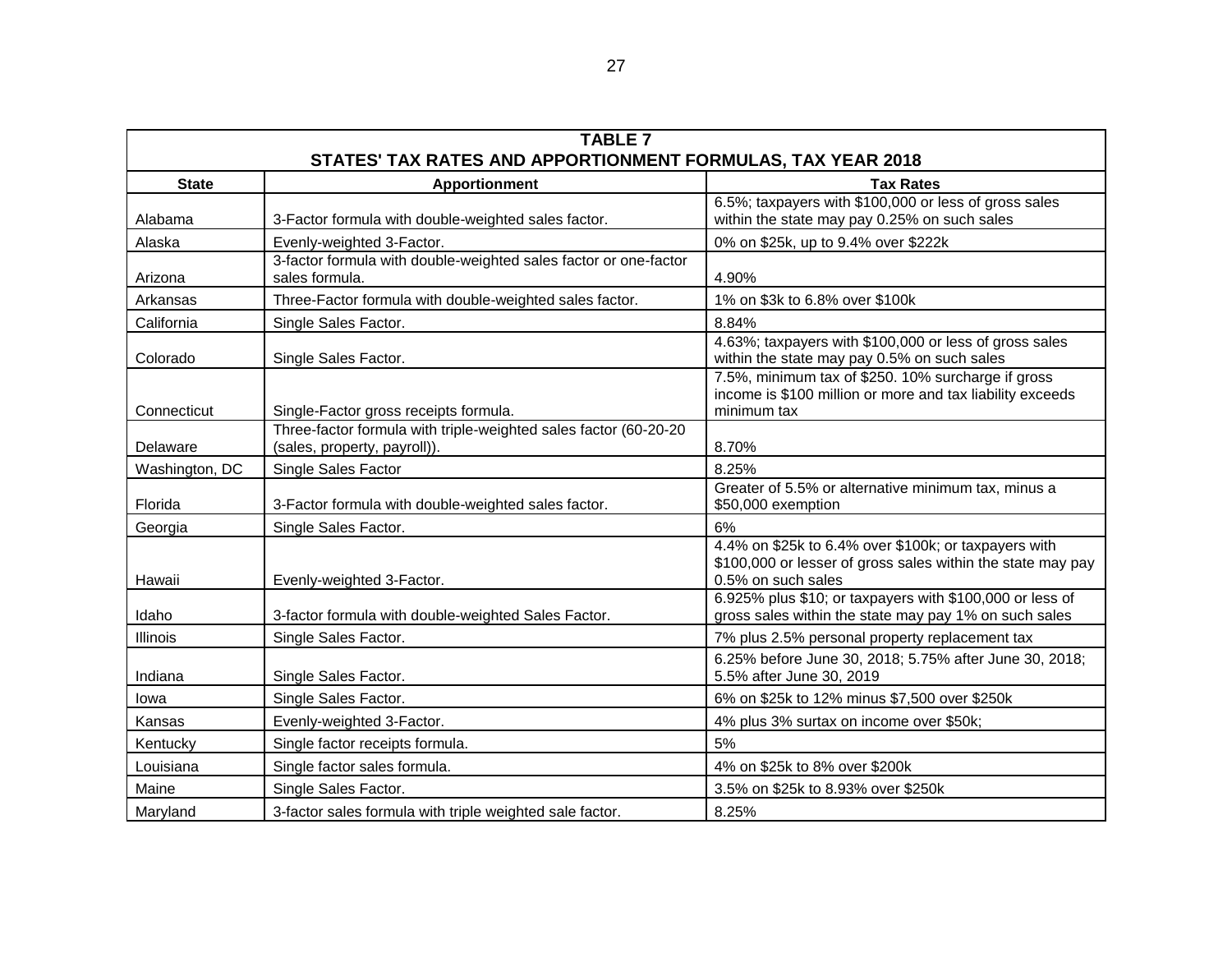**TABLE 7**
**STATES' TAX RATES AND APPORTIONMENT FORMULAS, TAX YEAR 2018**

| State | Apportionment | Tax Rates |
|---|---|---|
| Alabama | 3-Factor formula with double-weighted sales factor. | 6.5%; taxpayers with $100,000 or less of gross sales within the state may pay 0.25% on such sales |
| Alaska | Evenly-weighted 3-Factor. | 0% on $25k, up to 9.4% over $222k |
| Arizona | 3-factor formula with double-weighted sales factor or one-factor sales formula. | 4.90% |
| Arkansas | Three-Factor formula with double-weighted sales factor. | 1% on $3k to 6.8% over $100k |
| California | Single Sales Factor. | 8.84% |
| Colorado | Single Sales Factor. | 4.63%; taxpayers with $100,000 or less of gross sales within the state may pay 0.5% on such sales |
| Connecticut | Single-Factor gross receipts formula. | 7.5%, minimum tax of $250. 10% surcharge if gross income is $100 million or more and tax liability exceeds minimum tax |
| Delaware | Three-factor formula with triple-weighted sales factor (60-20-20 (sales, property, payroll)). | 8.70% |
| Washington, DC | Single Sales Factor | 8.25% |
| Florida | 3-Factor formula with double-weighted sales factor. | Greater of 5.5% or alternative minimum tax, minus a $50,000 exemption |
| Georgia | Single Sales Factor. | 6% |
| Hawaii | Evenly-weighted 3-Factor. | 4.4% on $25k to 6.4% over $100k; or taxpayers with $100,000 or lesser of gross sales within the state may pay 0.5% on such sales |
| Idaho | 3-factor formula with double-weighted Sales Factor. | 6.925% plus $10; or taxpayers with $100,000 or less of gross sales within the state may pay 1% on such sales |
| Illinois | Single Sales Factor. | 7% plus 2.5% personal property replacement tax |
| Indiana | Single Sales Factor. | 6.25% before June 30, 2018; 5.75% after June 30, 2018; 5.5% after June 30, 2019 |
| Iowa | Single Sales Factor. | 6% on $25k to 12% minus $7,500 over $250k |
| Kansas | Evenly-weighted 3-Factor. | 4% plus 3% surtax on income over $50k; |
| Kentucky | Single factor receipts formula. | 5% |
| Louisiana | Single factor sales formula. | 4% on $25k to 8% over $200k |
| Maine | Single Sales Factor. | 3.5% on $25k to 8.93% over $250k |
| Maryland | 3-factor sales formula with triple weighted sale factor. | 8.25% |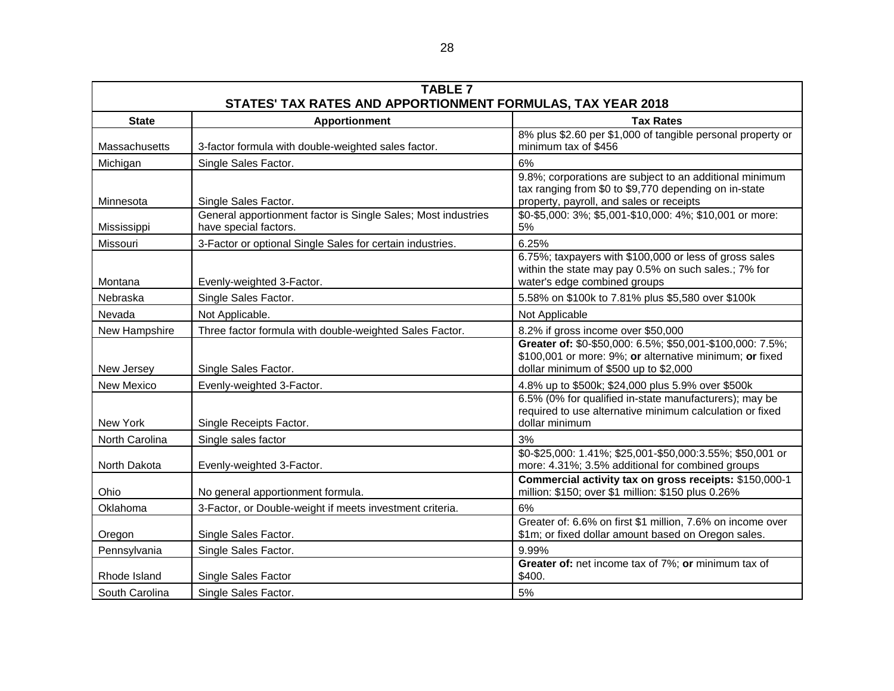**TABLE 7**
**STATES' TAX RATES AND APPORTIONMENT FORMULAS, TAX YEAR 2018**

| State | Apportionment | Tax Rates |
|---|---|---|
| Massachusetts | 3-factor formula with double-weighted sales factor. | 8% plus $2.60 per $1,000 of tangible personal property or minimum tax of $456 |
| Michigan | Single Sales Factor. | 6% |
| Minnesota | Single Sales Factor. | 9.8%; corporations are subject to an additional minimum tax ranging from $0 to $9,770 depending on in-state property, payroll, and sales or receipts |
| Mississippi | General apportionment factor is Single Sales; Most industries have special factors. | $0-$5,000: 3%; $5,001-$10,000: 4%; $10,001 or more: 5% |
| Missouri | 3-Factor or optional Single Sales for certain industries. | 6.25% |
| Montana | Evenly-weighted 3-Factor. | 6.75%; taxpayers with $100,000 or less of gross sales within the state may pay 0.5% on such sales.; 7% for water's edge combined groups |
| Nebraska | Single Sales Factor. | 5.58% on $100k to 7.81% plus $5,580 over $100k |
| Nevada | Not Applicable. | Not Applicable |
| New Hampshire | Three factor formula with double-weighted Sales Factor. | 8.2% if gross income over $50,000 |
| New Jersey | Single Sales Factor. | **Greater of:** $0-$50,000: 6.5%; $50,001-$100,000: 7.5%; $100,001 or more: 9%; **or** alternative minimum; **or** fixed dollar minimum of $500 up to $2,000 |
| New Mexico | Evenly-weighted 3-Factor. | 4.8% up to $500k; $24,000 plus 5.9% over $500k |
| New York | Single Receipts Factor. | 6.5% (0% for qualified in-state manufacturers); may be required to use alternative minimum calculation or fixed dollar minimum |
| North Carolina | Single sales factor | 3% |
| North Dakota | Evenly-weighted 3-Factor. | $0-$25,000: 1.41%; $25,001-$50,000:3.55%; $50,001 or more: 4.31%; 3.5% additional for combined groups |
| Ohio | No general apportionment formula. | **Commercial activity tax on gross receipts:** $150,000-1 million: $150; over $1 million: $150 plus 0.26% |
| Oklahoma | 3-Factor, or Double-weight if meets investment criteria. | 6% |
| Oregon | Single Sales Factor. | Greater of: 6.6% on first $1 million, 7.6% on income over $1m; or fixed dollar amount based on Oregon sales. |
| Pennsylvania | Single Sales Factor. | 9.99% |
| Rhode Island | Single Sales Factor | **Greater of:** net income tax of 7%; **or** minimum tax of $400. |
| South Carolina | Single Sales Factor. | 5% |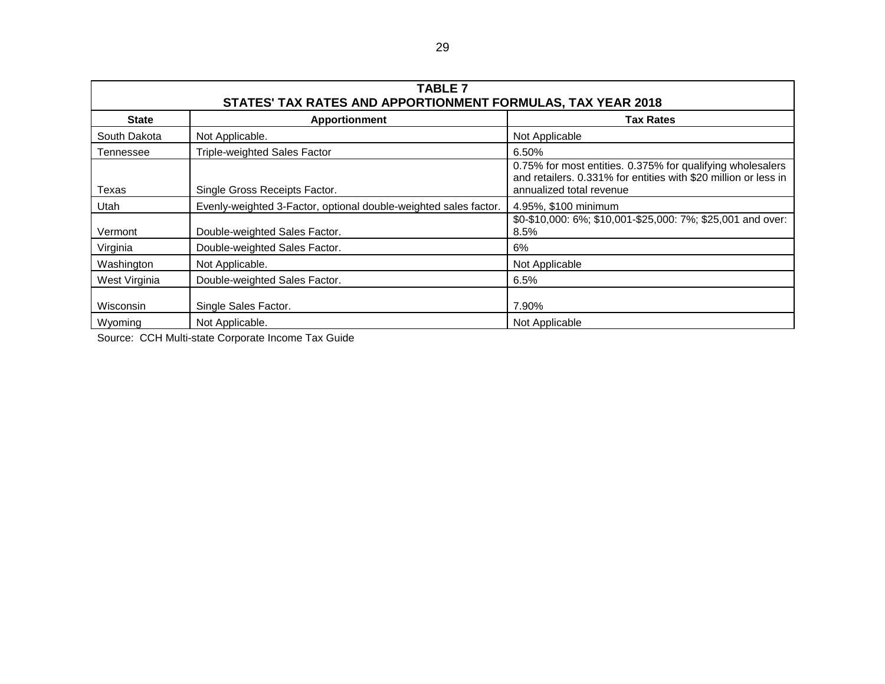| TABLE 7<br>STATES' TAX RATES AND APPORTIONMENT FORMULAS, TAX YEAR 2018 | | |
|---|---|---|
| **State** | **Apportionment** | **Tax Rates** |
| South Dakota | Not Applicable. | Not Applicable |
| Tennessee | Triple-weighted Sales Factor | 6.50% |
| Texas | Single Gross Receipts Factor. | 0.75% for most entities. 0.375% for qualifying wholesalers and retailers. 0.331% for entities with $20 million or less in annualized total revenue |
| Utah | Evenly-weighted 3-Factor, optional double-weighted sales factor. | 4.95%, $100 minimum |
| Vermont | Double-weighted Sales Factor. | $0-$10,000: 6%; $10,001-$25,000: 7%; $25,001 and over: 8.5% |
| Virginia | Double-weighted Sales Factor. | 6% |
| Washington | Not Applicable. | Not Applicable |
| West Virginia | Double-weighted Sales Factor. | 6.5% |
| Wisconsin | Single Sales Factor. | 7.90% |
| Wyoming | Not Applicable. | Not Applicable |

Source: CCH Multi-state Corporate Income Tax Guide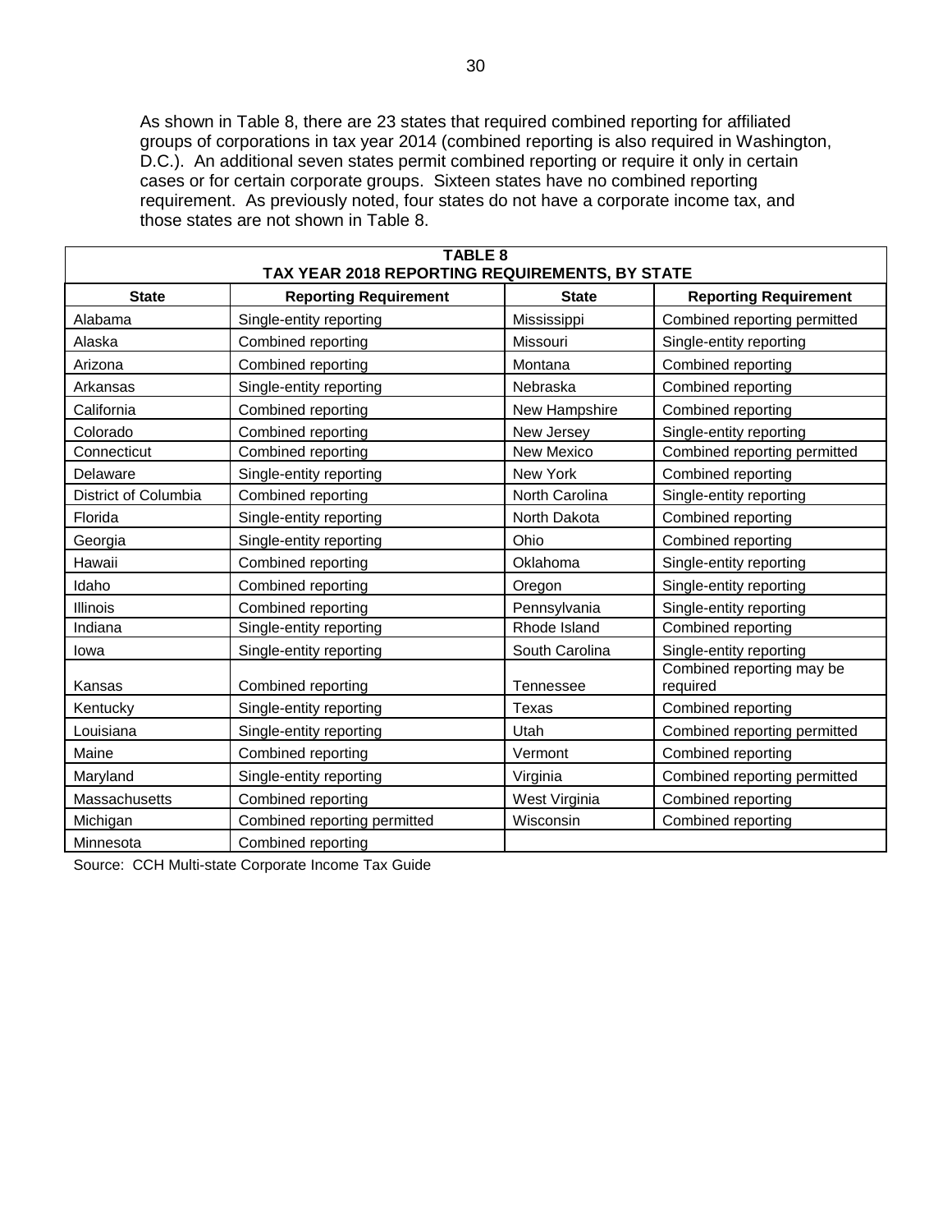As shown in Table 8, there are 23 states that required combined reporting for affiliated groups of corporations in tax year 2014 (combined reporting is also required in Washington, D.C.). An additional seven states permit combined reporting or require it only in certain cases or for certain corporate groups. Sixteen states have no combined reporting requirement. As previously noted, four states do not have a corporate income tax, and those states are not shown in Table 8.

**TABLE 8**
**TAX YEAR 2018 REPORTING REQUIREMENTS, BY STATE**

| State | Reporting Requirement | State | Reporting Requirement |
|---|---|---|---|
| Alabama | Single-entity reporting | Mississippi | Combined reporting permitted |
| Alaska | Combined reporting | Missouri | Single-entity reporting |
| Arizona | Combined reporting | Montana | Combined reporting |
| Arkansas | Single-entity reporting | Nebraska | Combined reporting |
| California | Combined reporting | New Hampshire | Combined reporting |
| Colorado | Combined reporting | New Jersey | Single-entity reporting |
| Connecticut | Combined reporting | New Mexico | Combined reporting permitted |
| Delaware | Single-entity reporting | New York | Combined reporting |
| District of Columbia | Combined reporting | North Carolina | Single-entity reporting |
| Florida | Single-entity reporting | North Dakota | Combined reporting |
| Georgia | Single-entity reporting | Ohio | Combined reporting |
| Hawaii | Combined reporting | Oklahoma | Single-entity reporting |
| Idaho | Combined reporting | Oregon | Single-entity reporting |
| Illinois | Combined reporting | Pennsylvania | Single-entity reporting |
| Indiana | Single-entity reporting | Rhode Island | Combined reporting |
| Iowa | Single-entity reporting | South Carolina | Single-entity reporting |
| Kansas | Combined reporting | Tennessee | Combined reporting may be required |
| Kentucky | Single-entity reporting | Texas | Combined reporting |
| Louisiana | Single-entity reporting | Utah | Combined reporting permitted |
| Maine | Combined reporting | Vermont | Combined reporting |
| Maryland | Single-entity reporting | Virginia | Combined reporting permitted |
| Massachusetts | Combined reporting | West Virginia | Combined reporting |
| Michigan | Combined reporting permitted | Wisconsin | Combined reporting |
| Minnesota | Combined reporting | | |

Source: CCH Multi-state Corporate Income Tax Guide